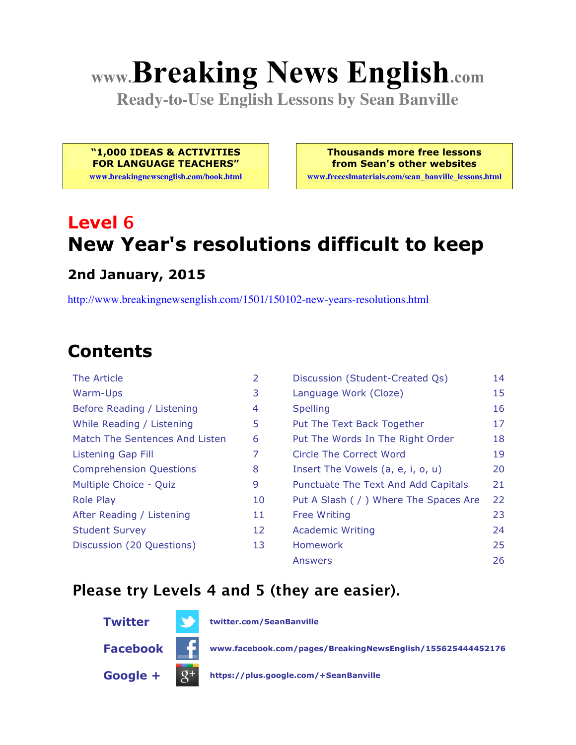# www.Breaking News English.com

**Ready-to-Use English Lessons by Sean Banville**

**"1,000 IDEAS & ACTIVITIES FOR LANGUAGE TEACHERS"**
www.breakingnewsenglish.com/book.html

**Thousands more free lessons from Sean's other websites**
www.freeeslmaterials.com/sean_banville_lessons.html

## Level 6

## New Year's resolutions difficult to keep

### 2nd January, 2015

http://www.breakingnewsenglish.com/1501/150102-new-years-resolutions.html

## Contents

| | | | |
|---|---|---|---|
| The Article | 2 | Discussion (Student-Created Qs) | 14 |
| Warm-Ups | 3 | Language Work (Cloze) | 15 |
| Before Reading / Listening | 4 | Spelling | 16 |
| While Reading / Listening | 5 | Put The Text Back Together | 17 |
| Match The Sentences And Listen | 6 | Put The Words In The Right Order | 18 |
| Listening Gap Fill | 7 | Circle The Correct Word | 19 |
| Comprehension Questions | 8 | Insert The Vowels (a, e, i, o, u) | 20 |
| Multiple Choice - Quiz | 9 | Punctuate The Text And Add Capitals | 21 |
| Role Play | 10 | Put A Slash ( / ) Where The Spaces Are | 22 |
| After Reading / Listening | 11 | Free Writing | 23 |
| Student Survey | 12 | Academic Writing | 24 |
| Discussion (20 Questions) | 13 | Homework | 25 |
| | | Answers | 26 |

### Please try Levels 4 and 5 (they are easier).

**Twitter** twitter.com/SeanBanville

**Facebook** www.facebook.com/pages/BreakingNewsEnglish/155625444452176

**Google +** https://plus.google.com/+SeanBanville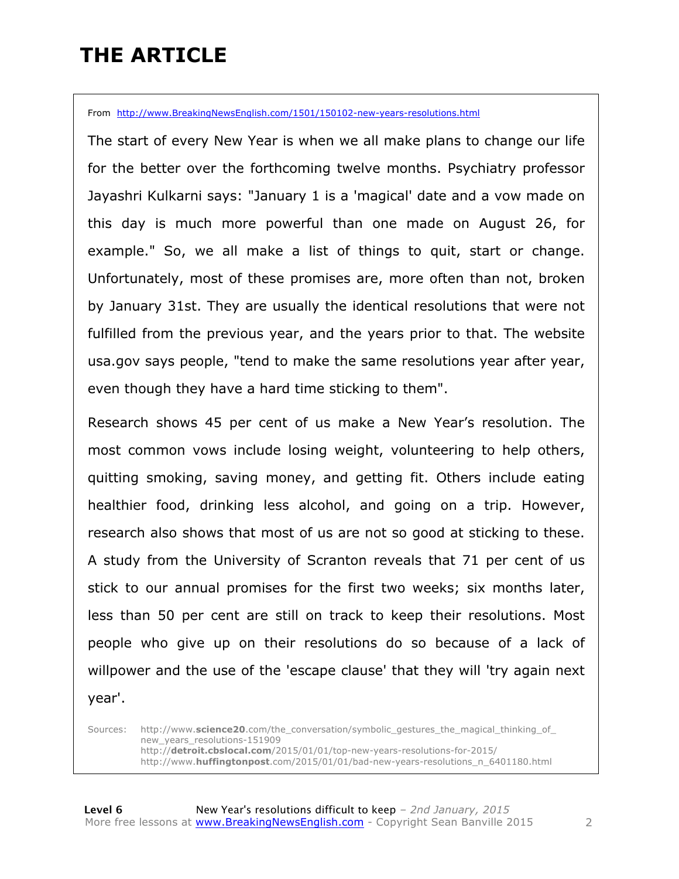# THE ARTICLE

From http://www.BreakingNewsEnglish.com/1501/150102-new-years-resolutions.html

The start of every New Year is when we all make plans to change our life for the better over the forthcoming twelve months. Psychiatry professor Jayashri Kulkarni says: "January 1 is a 'magical' date and a vow made on this day is much more powerful than one made on August 26, for example." So, we all make a list of things to quit, start or change. Unfortunately, most of these promises are, more often than not, broken by January 31st. They are usually the identical resolutions that were not fulfilled from the previous year, and the years prior to that. The website usa.gov says people, "tend to make the same resolutions year after year, even though they have a hard time sticking to them".

Research shows 45 per cent of us make a New Year's resolution. The most common vows include losing weight, volunteering to help others, quitting smoking, saving money, and getting fit. Others include eating healthier food, drinking less alcohol, and going on a trip. However, research also shows that most of us are not so good at sticking to these. A study from the University of Scranton reveals that 71 per cent of us stick to our annual promises for the first two weeks; six months later, less than 50 per cent are still on track to keep their resolutions. Most people who give up on their resolutions do so because of a lack of willpower and the use of the 'escape clause' that they will 'try again next year'.

Sources:
http://www.**science20**.com/the_conversation/symbolic_gestures_the_magical_thinking_of_new_years_resolutions-151909
http://**detroit.cbslocal.com**/2015/01/01/top-new-years-resolutions-for-2015/
http://www.**huffingtonpost**.com/2015/01/01/bad-new-years-resolutions_n_6401180.html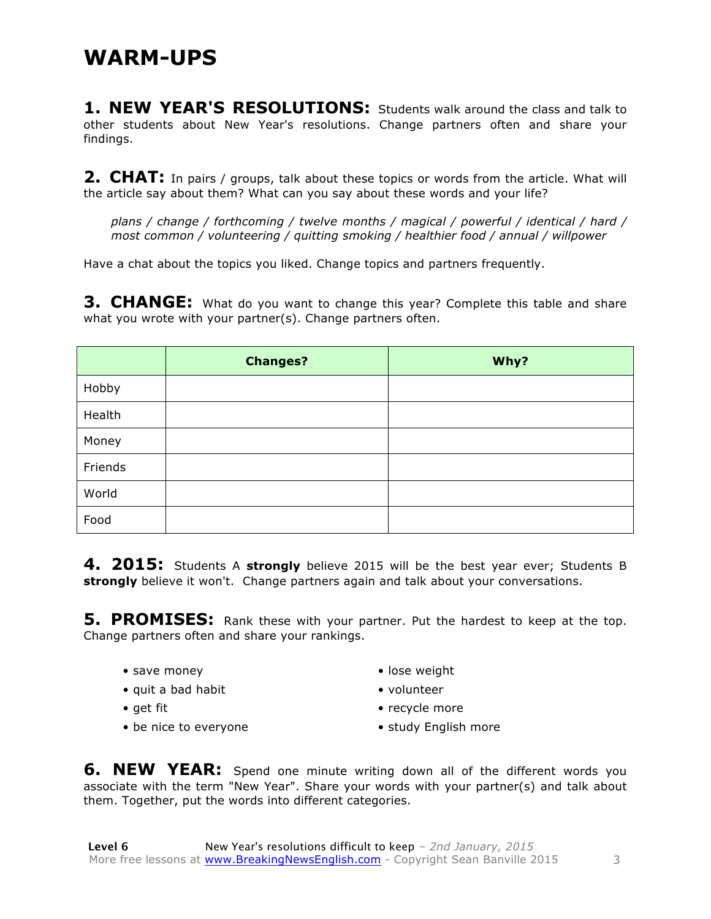# WARM-UPS

**1. NEW YEAR'S RESOLUTIONS:** Students walk around the class and talk to other students about New Year's resolutions. Change partners often and share your findings.

**2. CHAT:** In pairs / groups, talk about these topics or words from the article. What will the article say about them? What can you say about these words and your life?

*plans / change / forthcoming / twelve months / magical / powerful / identical / hard / most common / volunteering / quitting smoking / healthier food / annual / willpower*

Have a chat about the topics you liked. Change topics and partners frequently.

**3. CHANGE:** What do you want to change this year? Complete this table and share what you wrote with your partner(s). Change partners often.

| | **Changes?** | **Why?** |
|---|---|---|
| Hobby | | |
| Health | | |
| Money | | |
| Friends | | |
| World | | |
| Food | | |

**4. 2015:** Students A **strongly** believe 2015 will be the best year ever; Students B **strongly** believe it won't. Change partners again and talk about your conversations.

**5. PROMISES:** Rank these with your partner. Put the hardest to keep at the top. Change partners often and share your rankings.

- save money
- quit a bad habit
- get fit
- be nice to everyone
- lose weight
- volunteer
- recycle more
- study English more

**6. NEW YEAR:** Spend one minute writing down all of the different words you associate with the term "New Year". Share your words with your partner(s) and talk about them. Together, put the words into different categories.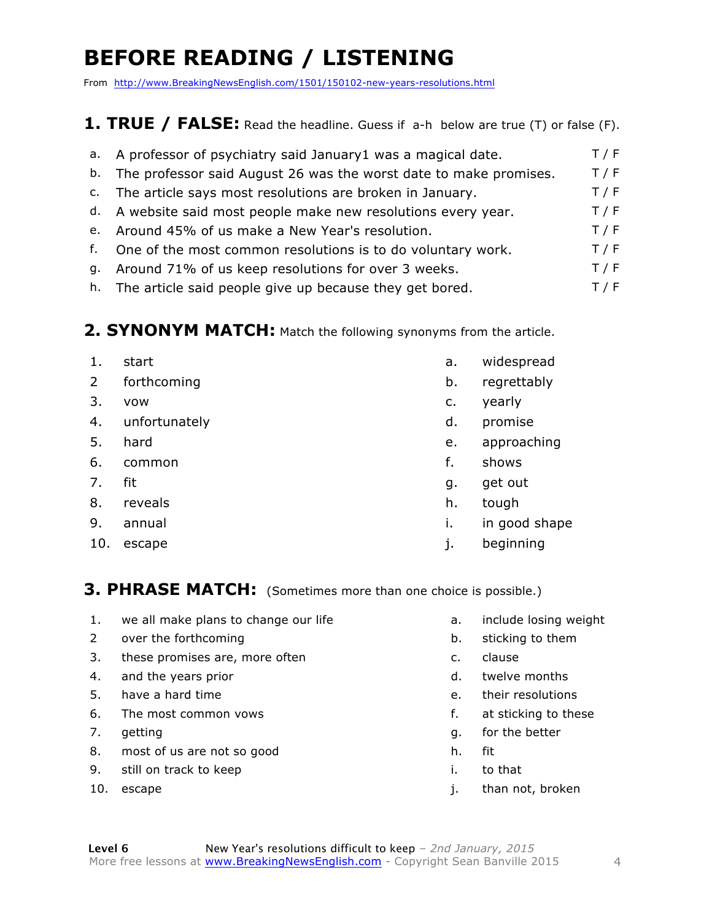# BEFORE READING / LISTENING

From http://www.BreakingNewsEnglish.com/1501/150102-new-years-resolutions.html

## 1. TRUE / FALSE: Read the headline. Guess if a-h below are true (T) or false (F).

| | | |
|---|---|---|
| a. | A professor of psychiatry said January1 was a magical date. | T / F |
| b. | The professor said August 26 was the worst date to make promises. | T / F |
| c. | The article says most resolutions are broken in January. | T / F |
| d. | A website said most people make new resolutions every year. | T / F |
| e. | Around 45% of us make a New Year's resolution. | T / F |
| f. | One of the most common resolutions is to do voluntary work. | T / F |
| g. | Around 71% of us keep resolutions for over 3 weeks. | T / F |
| h. | The article said people give up because they get bored. | T / F |

## 2. SYNONYM MATCH: Match the following synonyms from the article.

| | | | |
|---|---|---|---|
| 1. | start | a. | widespread |
| 2 | forthcoming | b. | regrettably |
| 3. | vow | c. | yearly |
| 4. | unfortunately | d. | promise |
| 5. | hard | e. | approaching |
| 6. | common | f. | shows |
| 7. | fit | g. | get out |
| 8. | reveals | h. | tough |
| 9. | annual | i. | in good shape |
| 10. | escape | j. | beginning |

## 3. PHRASE MATCH: (Sometimes more than one choice is possible.)

| | | | |
|---|---|---|---|
| 1. | we all make plans to change our life | a. | include losing weight |
| 2 | over the forthcoming | b. | sticking to them |
| 3. | these promises are, more often | c. | clause |
| 4. | and the years prior | d. | twelve months |
| 5. | have a hard time | e. | their resolutions |
| 6. | The most common vows | f. | at sticking to these |
| 7. | getting | g. | for the better |
| 8. | most of us are not so good | h. | fit |
| 9. | still on track to keep | i. | to that |
| 10. | escape | j. | than not, broken |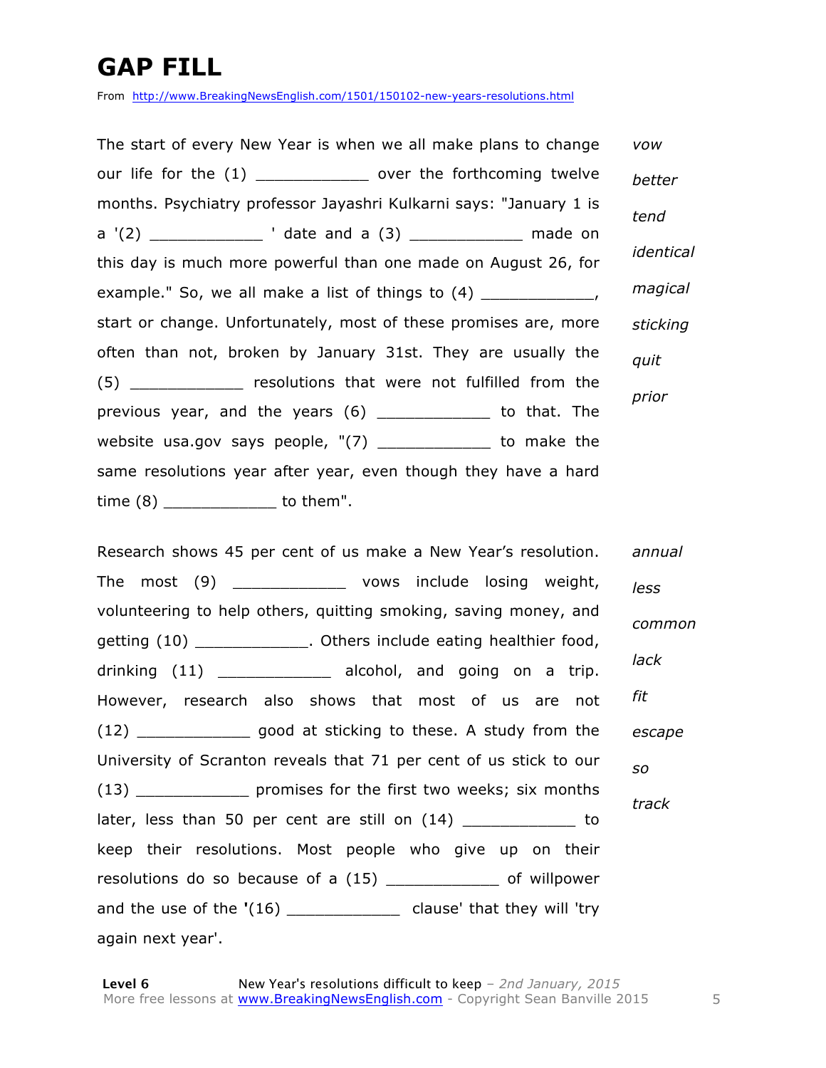# GAP FILL

From http://www.BreakingNewsEnglish.com/1501/150102-new-years-resolutions.html

The start of every New Year is when we all make plans to change our life for the (1) ____________ over the forthcoming twelve months. Psychiatry professor Jayashri Kulkarni says: "January 1 is a '(2) ____________ ' date and a (3) ____________ made on this day is much more powerful than one made on August 26, for example." So, we all make a list of things to (4) ____________, start or change. Unfortunately, most of these promises are, more often than not, broken by January 31st. They are usually the (5) ____________ resolutions that were not fulfilled from the previous year, and the years (6) ____________ to that. The website usa.gov says people, "(7) ____________ to make the same resolutions year after year, even though they have a hard time (8) ____________ to them".

*vow*
*better*
*tend*
*identical*
*magical*
*sticking*
*quit*
*prior*

Research shows 45 per cent of us make a New Year's resolution. The most (9) ____________ vows include losing weight, volunteering to help others, quitting smoking, saving money, and getting (10) ____________. Others include eating healthier food, drinking (11) ____________ alcohol, and going on a trip. However, research also shows that most of us are not (12) ____________ good at sticking to these. A study from the University of Scranton reveals that 71 per cent of us stick to our (13) ____________ promises for the first two weeks; six months later, less than 50 per cent are still on (14) ____________ to keep their resolutions. Most people who give up on their resolutions do so because of a (15) ____________ of willpower and the use of the '(16) ____________ clause' that they will 'try again next year'.

*annual*
*less*
*common*
*lack*
*fit*
*escape*
*so*
*track*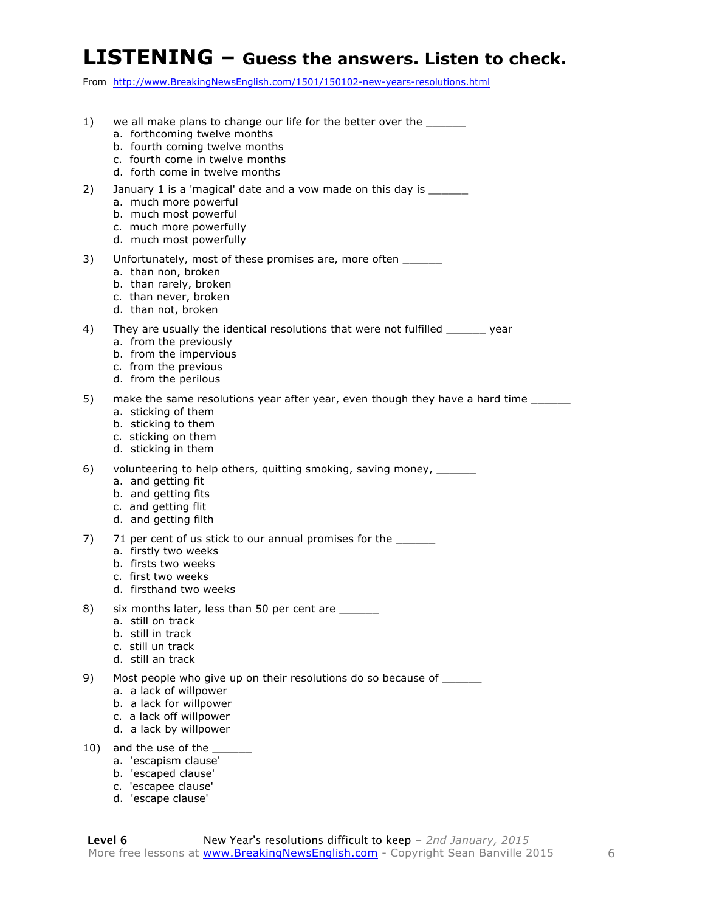# LISTENING – Guess the answers. Listen to check.

From http://www.BreakingNewsEnglish.com/1501/150102-new-years-resolutions.html

1) we all make plans to change our life for the better over the ______
   a. forthcoming twelve months
   b. fourth coming twelve months
   c. fourth come in twelve months
   d. forth come in twelve months

2) January 1 is a 'magical' date and a vow made on this day is ______
   a. much more powerful
   b. much most powerful
   c. much more powerfully
   d. much most powerfully

3) Unfortunately, most of these promises are, more often ______
   a. than non, broken
   b. than rarely, broken
   c. than never, broken
   d. than not, broken

4) They are usually the identical resolutions that were not fulfilled ______ year
   a. from the previously
   b. from the impervious
   c. from the previous
   d. from the perilous

5) make the same resolutions year after year, even though they have a hard time ______
   a. sticking of them
   b. sticking to them
   c. sticking on them
   d. sticking in them

6) volunteering to help others, quitting smoking, saving money, ______
   a. and getting fit
   b. and getting fits
   c. and getting flit
   d. and getting filth

7) 71 per cent of us stick to our annual promises for the ______
   a. firstly two weeks
   b. firsts two weeks
   c. first two weeks
   d. firsthand two weeks

8) six months later, less than 50 per cent are ______
   a. still on track
   b. still in track
   c. still un track
   d. still an track

9) Most people who give up on their resolutions do so because of ______
   a. a lack of willpower
   b. a lack for willpower
   c. a lack off willpower
   d. a lack by willpower

10) and the use of the ______
    a. 'escapism clause'
    b. 'escaped clause'
    c. 'escapee clause'
    d. 'escape clause'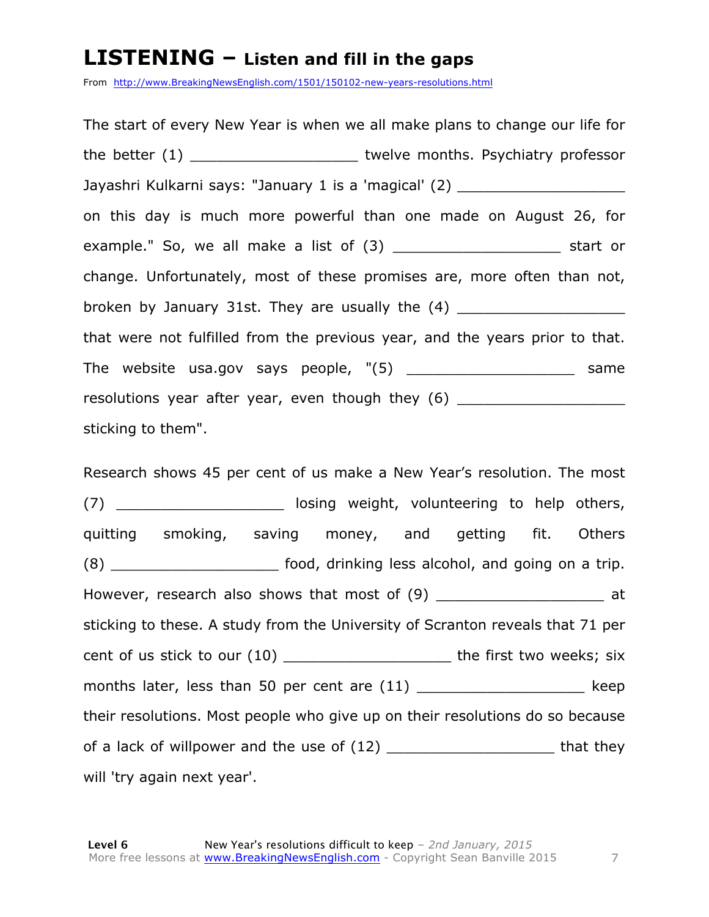# LISTENING – Listen and fill in the gaps

From http://www.BreakingNewsEnglish.com/1501/150102-new-years-resolutions.html

The start of every New Year is when we all make plans to change our life for the better (1) ___________________ twelve months. Psychiatry professor Jayashri Kulkarni says: "January 1 is a 'magical' (2) ___________________ on this day is much more powerful than one made on August 26, for example." So, we all make a list of (3) ___________________ start or change. Unfortunately, most of these promises are, more often than not, broken by January 31st. They are usually the (4) ___________________ that were not fulfilled from the previous year, and the years prior to that. The website usa.gov says people, "(5) ___________________ same resolutions year after year, even though they (6) ___________________ sticking to them".

Research shows 45 per cent of us make a New Year's resolution. The most (7) ___________________ losing weight, volunteering to help others, quitting smoking, saving money, and getting fit. Others (8) ___________________ food, drinking less alcohol, and going on a trip. However, research also shows that most of (9) ___________________ at sticking to these. A study from the University of Scranton reveals that 71 per cent of us stick to our (10) ___________________ the first two weeks; six months later, less than 50 per cent are (11) ___________________ keep their resolutions. Most people who give up on their resolutions do so because of a lack of willpower and the use of (12) ___________________ that they will 'try again next year'.

**Level 6** New Year's resolutions difficult to keep – *2nd January, 2015*
More free lessons at www.BreakingNewsEnglish.com - Copyright Sean Banville 2015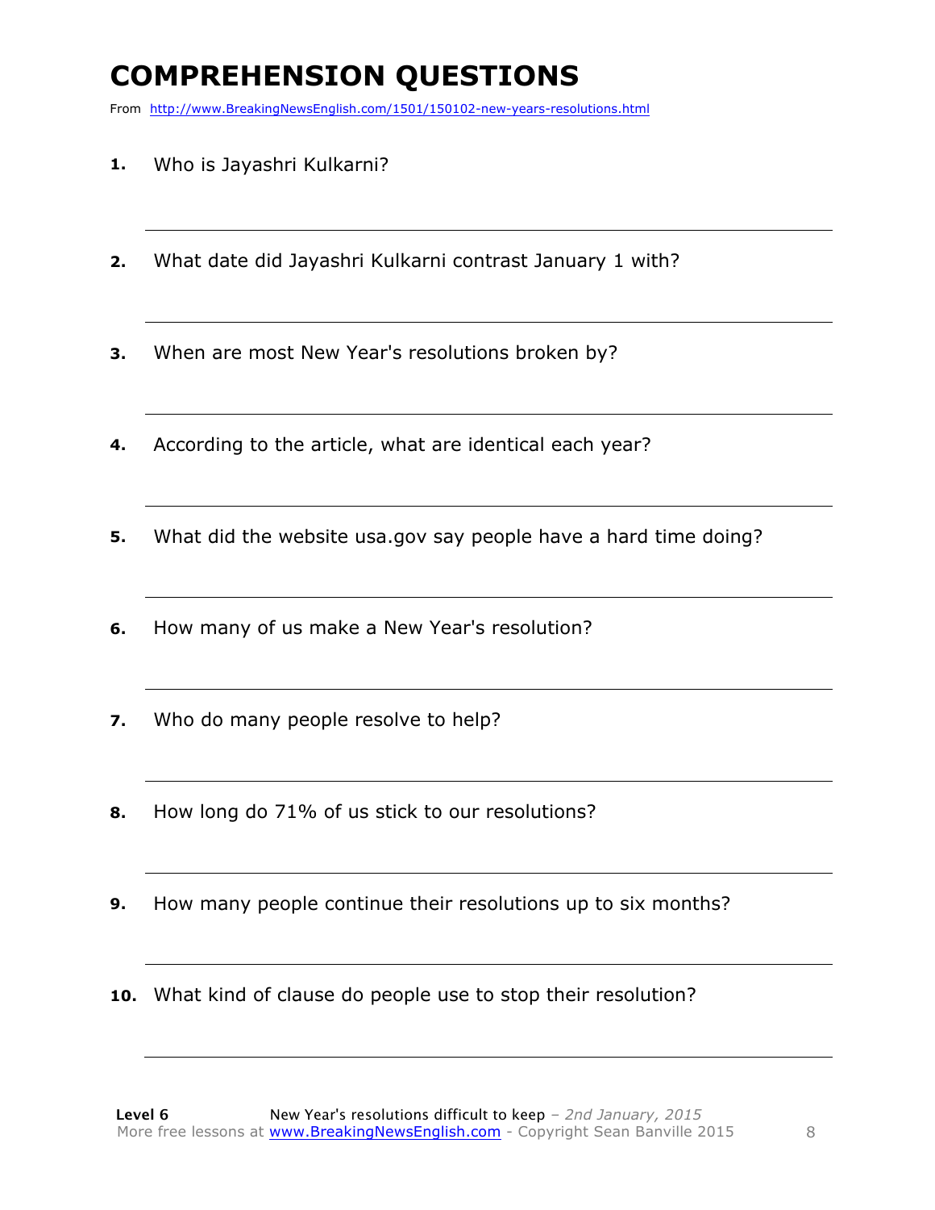# COMPREHENSION QUESTIONS

From http://www.BreakingNewsEnglish.com/1501/150102-new-years-resolutions.html

1. Who is Jayashri Kulkarni?

2. What date did Jayashri Kulkarni contrast January 1 with?

3. When are most New Year's resolutions broken by?

4. According to the article, what are identical each year?

5. What did the website usa.gov say people have a hard time doing?

6. How many of us make a New Year's resolution?

7. Who do many people resolve to help?

8. How long do 71% of us stick to our resolutions?

9. How many people continue their resolutions up to six months?

10. What kind of clause do people use to stop their resolution?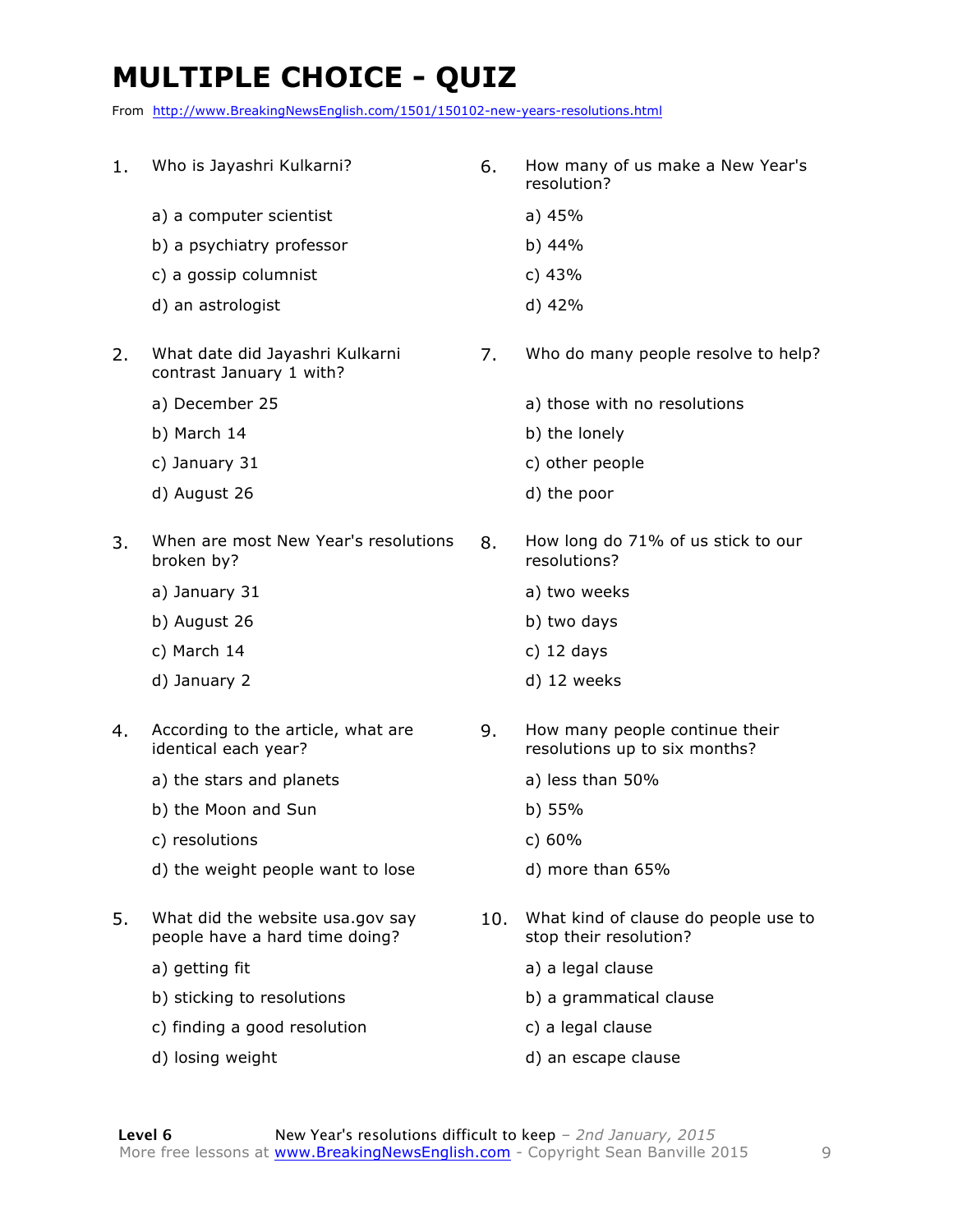# MULTIPLE CHOICE - QUIZ

From http://www.BreakingNewsEnglish.com/1501/150102-new-years-resolutions.html

1. Who is Jayashri Kulkarni?

   a) a computer scientist
   
   b) a psychiatry professor
   
   c) a gossip columnist
   
   d) an astrologist

2. What date did Jayashri Kulkarni contrast January 1 with?

   a) December 25
   
   b) March 14
   
   c) January 31
   
   d) August 26

3. When are most New Year's resolutions broken by?

   a) January 31
   
   b) August 26
   
   c) March 14
   
   d) January 2

4. According to the article, what are identical each year?

   a) the stars and planets
   
   b) the Moon and Sun
   
   c) resolutions
   
   d) the weight people want to lose

5. What did the website usa.gov say people have a hard time doing?

   a) getting fit
   
   b) sticking to resolutions
   
   c) finding a good resolution
   
   d) losing weight

6. How many of us make a New Year's resolution?

   a) 45%
   
   b) 44%
   
   c) 43%
   
   d) 42%

7. Who do many people resolve to help?

   a) those with no resolutions
   
   b) the lonely
   
   c) other people
   
   d) the poor

8. How long do 71% of us stick to our resolutions?

   a) two weeks
   
   b) two days
   
   c) 12 days
   
   d) 12 weeks

9. How many people continue their resolutions up to six months?

   a) less than 50%
   
   b) 55%
   
   c) 60%
   
   d) more than 65%

10. What kind of clause do people use to stop their resolution?

    a) a legal clause
    
    b) a grammatical clause
    
    c) a legal clause
    
    d) an escape clause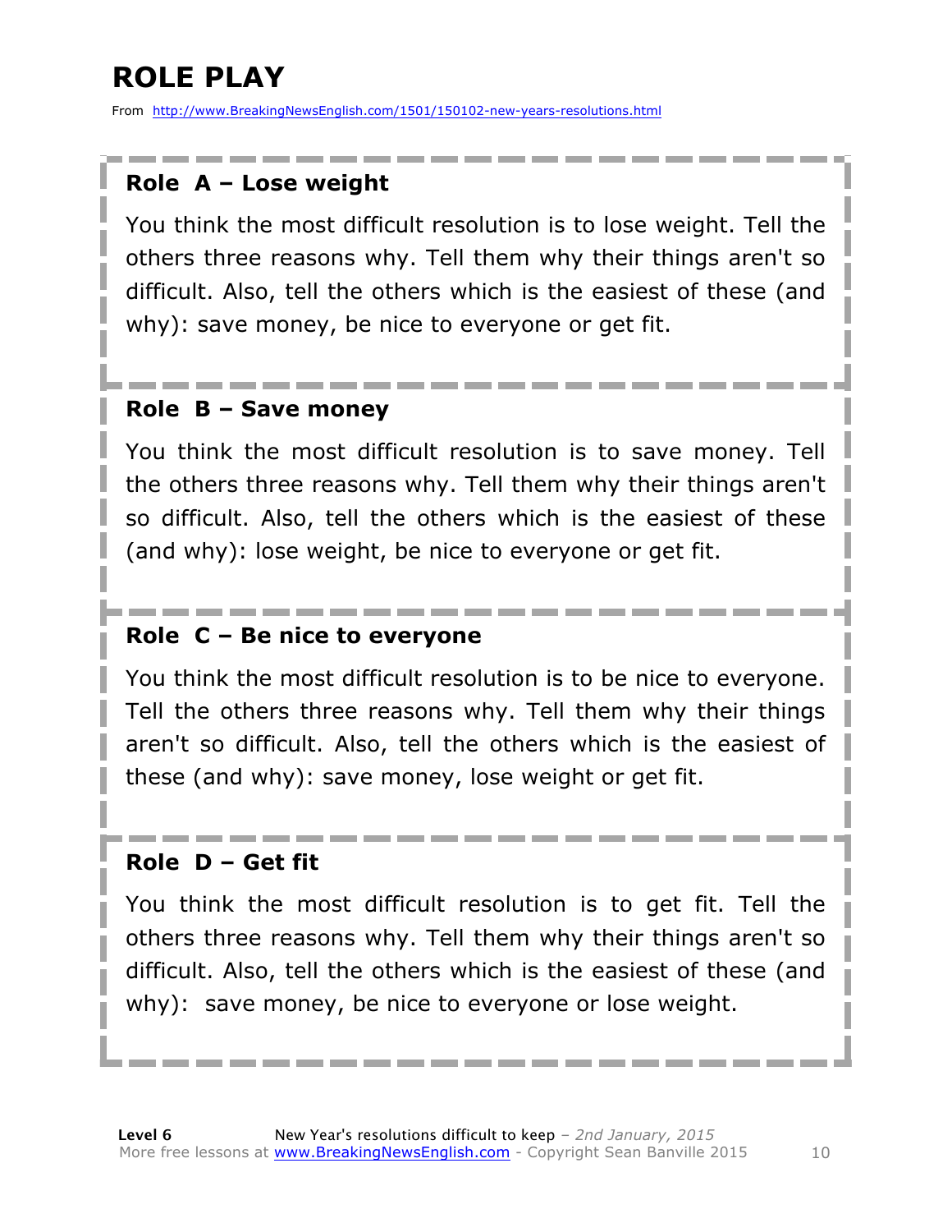# ROLE PLAY

From http://www.BreakingNewsEnglish.com/1501/150102-new-years-resolutions.html

### Role A – Lose weight

You think the most difficult resolution is to lose weight. Tell the others three reasons why. Tell them why their things aren't so difficult. Also, tell the others which is the easiest of these (and why): save money, be nice to everyone or get fit.

### Role B – Save money

You think the most difficult resolution is to save money. Tell the others three reasons why. Tell them why their things aren't so difficult. Also, tell the others which is the easiest of these (and why): lose weight, be nice to everyone or get fit.

### Role C – Be nice to everyone

You think the most difficult resolution is to be nice to everyone. Tell the others three reasons why. Tell them why their things aren't so difficult. Also, tell the others which is the easiest of these (and why): save money, lose weight or get fit.

### Role D – Get fit

You think the most difficult resolution is to get fit. Tell the others three reasons why. Tell them why their things aren't so difficult. Also, tell the others which is the easiest of these (and why): save money, be nice to everyone or lose weight.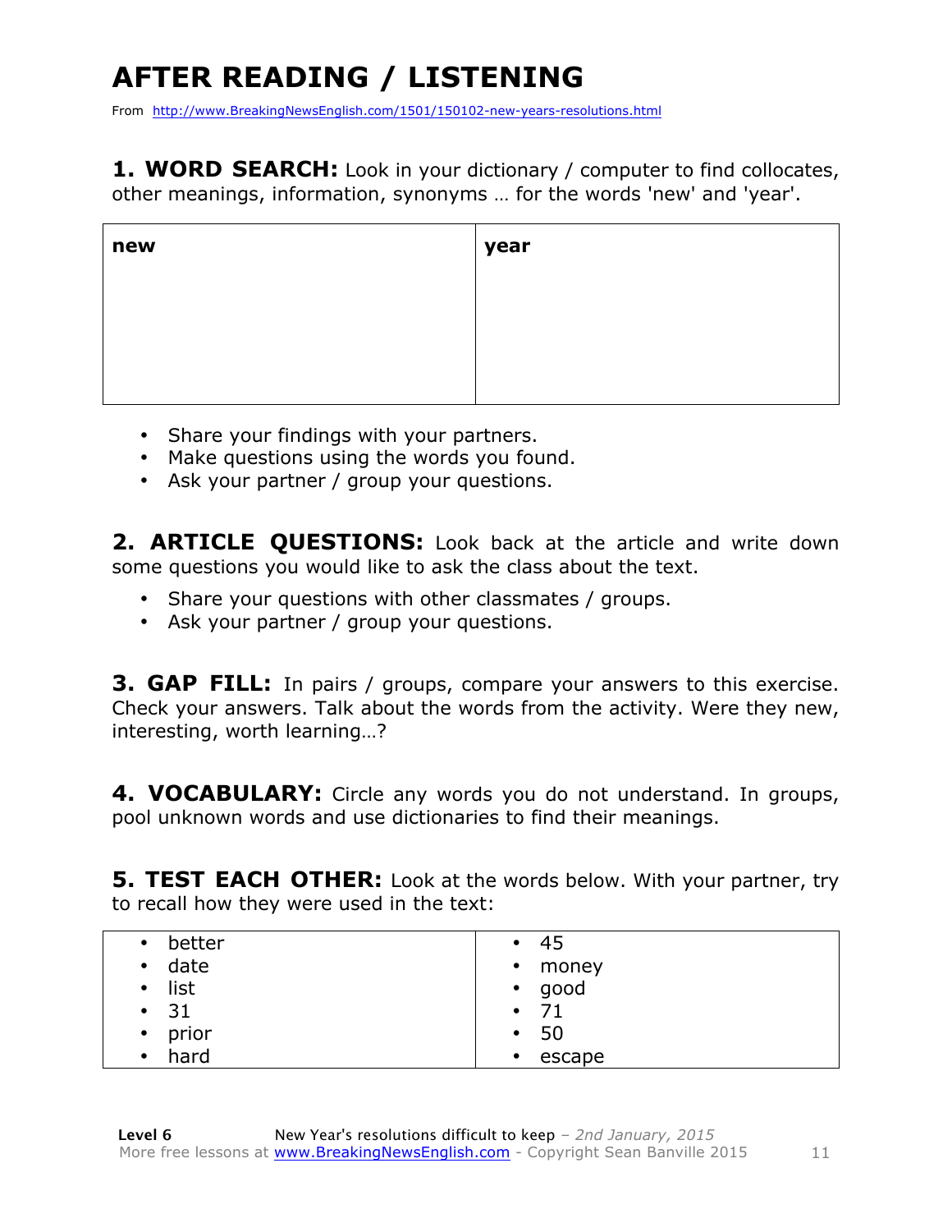# AFTER READING / LISTENING

From http://www.BreakingNewsEnglish.com/1501/150102-new-years-resolutions.html

**1. WORD SEARCH:** Look in your dictionary / computer to find collocates, other meanings, information, synonyms … for the words 'new' and 'year'.

| **new** | **year** |
|---|---|
| | |

- Share your findings with your partners.
- Make questions using the words you found.
- Ask your partner / group your questions.

**2. ARTICLE QUESTIONS:** Look back at the article and write down some questions you would like to ask the class about the text.

- Share your questions with other classmates / groups.
- Ask your partner / group your questions.

**3. GAP FILL:** In pairs / groups, compare your answers to this exercise. Check your answers. Talk about the words from the activity. Were they new, interesting, worth learning…?

**4. VOCABULARY:** Circle any words you do not understand. In groups, pool unknown words and use dictionaries to find their meanings.

**5. TEST EACH OTHER:** Look at the words below. With your partner, try to recall how they were used in the text:

| | |
|---|---|
| • better | • 45 |
| • date | • money |
| • list | • good |
| • 31 | • 71 |
| • prior | • 50 |
| • hard | • escape |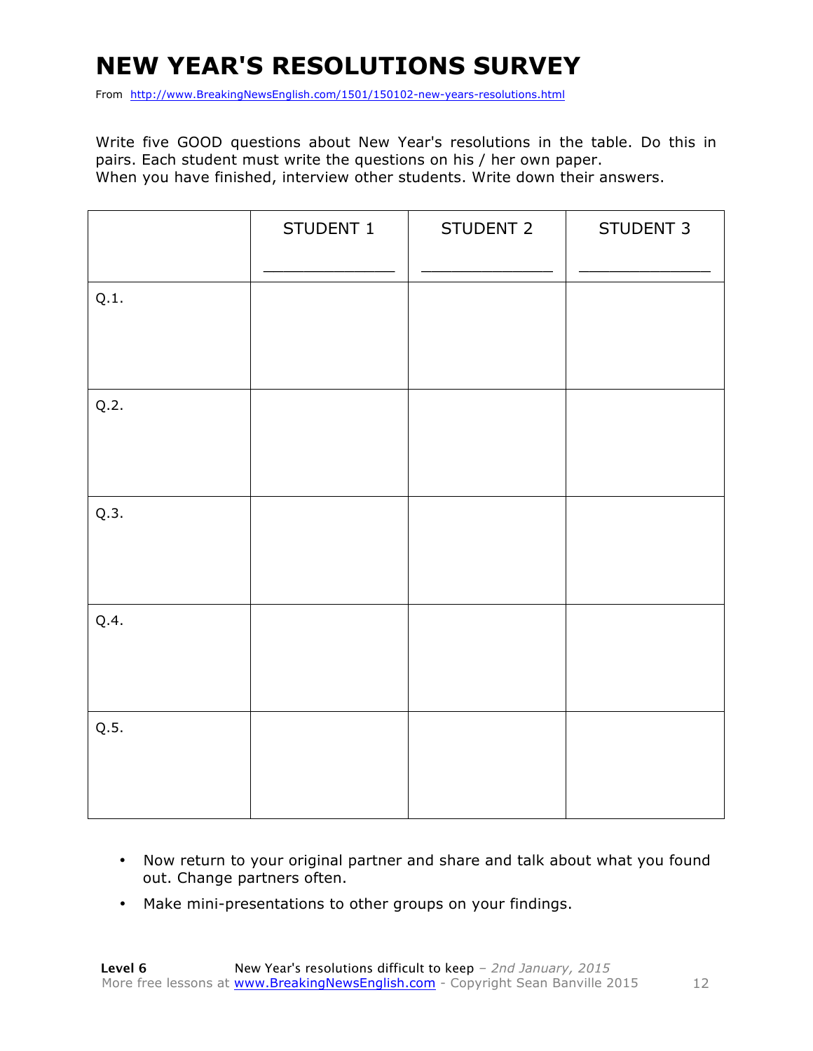# NEW YEAR'S RESOLUTIONS SURVEY

From http://www.BreakingNewsEnglish.com/1501/150102-new-years-resolutions.html

Write five GOOD questions about New Year's resolutions in the table. Do this in pairs. Each student must write the questions on his / her own paper.
When you have finished, interview other students. Write down their answers.

| | STUDENT 1<br>_______________ | STUDENT 2<br>_______________ | STUDENT 3<br>_______________ |
|---|---|---|---|
| Q.1. | | | |
| Q.2. | | | |
| Q.3. | | | |
| Q.4. | | | |
| Q.5. | | | |

- Now return to your original partner and share and talk about what you found out. Change partners often.
- Make mini-presentations to other groups on your findings.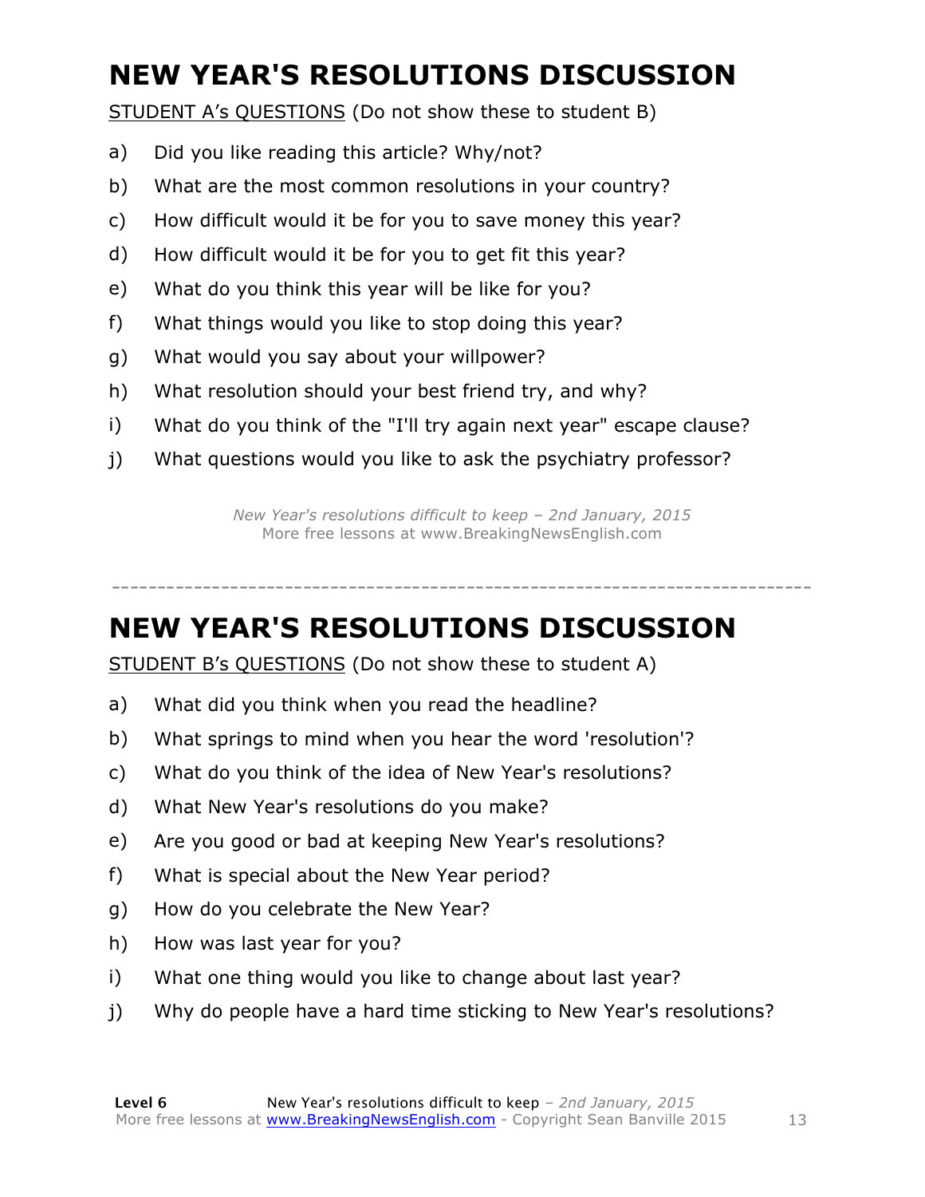# NEW YEAR'S RESOLUTIONS DISCUSSION

STUDENT A's QUESTIONS (Do not show these to student B)

a) Did you like reading this article? Why/not?
b) What are the most common resolutions in your country?
c) How difficult would it be for you to save money this year?
d) How difficult would it be for you to get fit this year?
e) What do you think this year will be like for you?
f) What things would you like to stop doing this year?
g) What would you say about your willpower?
h) What resolution should your best friend try, and why?
i) What do you think of the "I'll try again next year" escape clause?
j) What questions would you like to ask the psychiatry professor?

*New Year's resolutions difficult to keep – 2nd January, 2015*
More free lessons at www.BreakingNewsEnglish.com

---

# NEW YEAR'S RESOLUTIONS DISCUSSION

STUDENT B's QUESTIONS (Do not show these to student A)

a) What did you think when you read the headline?
b) What springs to mind when you hear the word 'resolution'?
c) What do you think of the idea of New Year's resolutions?
d) What New Year's resolutions do you make?
e) Are you good or bad at keeping New Year's resolutions?
f) What is special about the New Year period?
g) How do you celebrate the New Year?
h) How was last year for you?
i) What one thing would you like to change about last year?
j) Why do people have a hard time sticking to New Year's resolutions?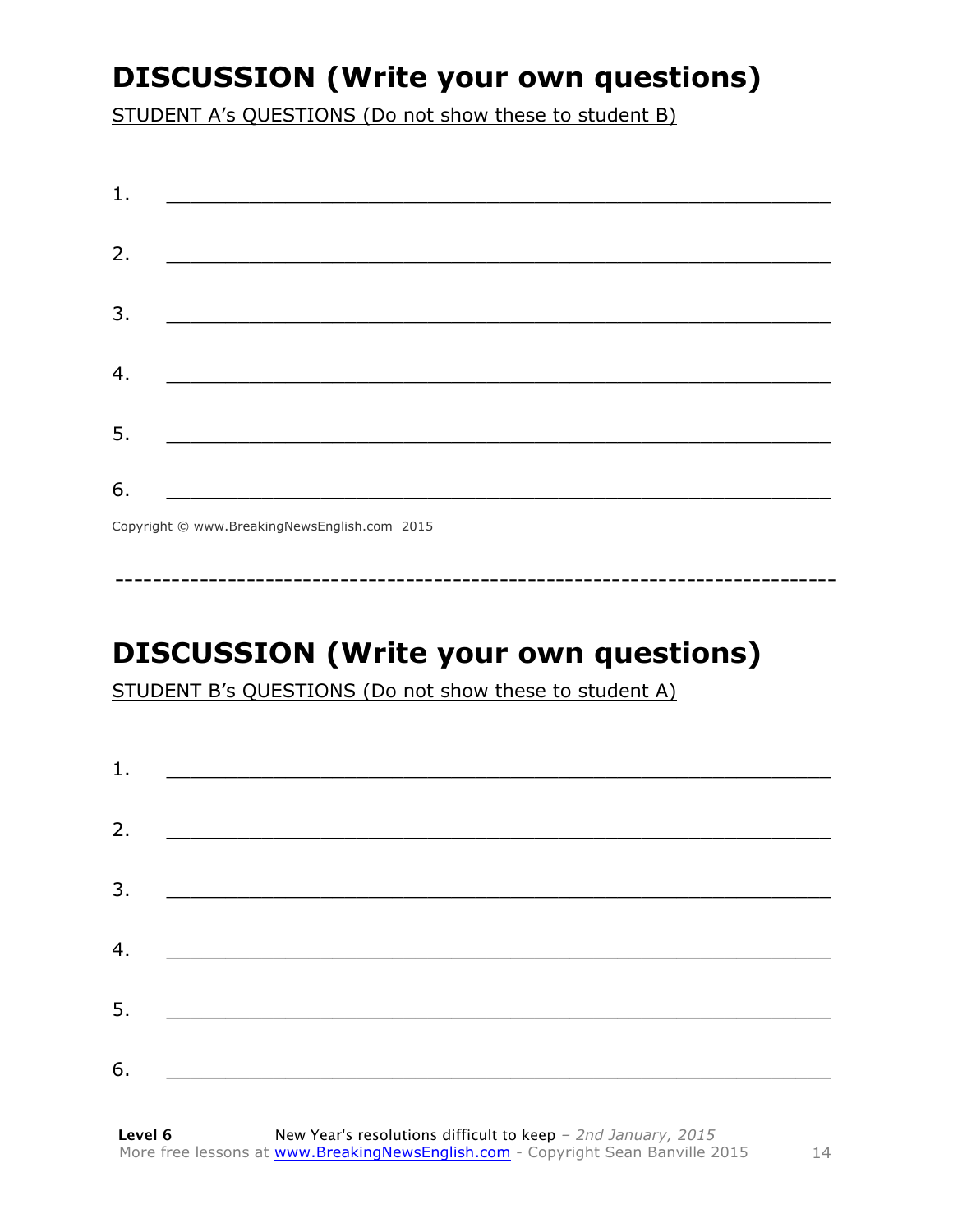# DISCUSSION (Write your own questions)

STUDENT A's QUESTIONS (Do not show these to student B)

1. ___________________________________________________________

2. ___________________________________________________________

3. ___________________________________________________________

4. ___________________________________________________________

5. ___________________________________________________________

6. ___________________________________________________________

Copyright © www.BreakingNewsEnglish.com 2015

-----------------------------------------------------------------------------

# DISCUSSION (Write your own questions)

STUDENT B's QUESTIONS (Do not show these to student A)

1. ___________________________________________________________

2. ___________________________________________________________

3. ___________________________________________________________

4. ___________________________________________________________

5. ___________________________________________________________

6. ___________________________________________________________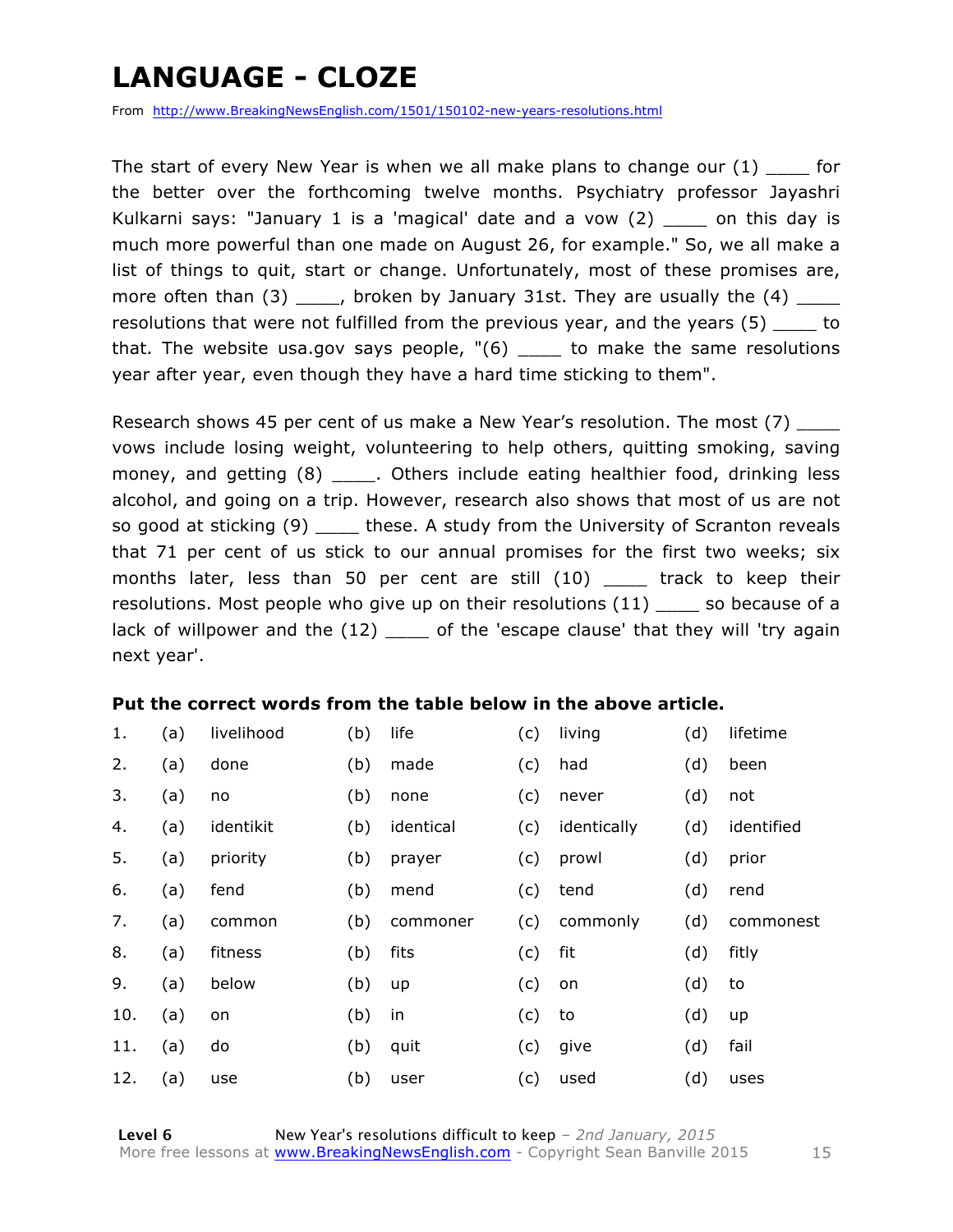# LANGUAGE - CLOZE

From http://www.BreakingNewsEnglish.com/1501/150102-new-years-resolutions.html

The start of every New Year is when we all make plans to change our (1) ____ for the better over the forthcoming twelve months. Psychiatry professor Jayashri Kulkarni says: "January 1 is a 'magical' date and a vow (2) ____ on this day is much more powerful than one made on August 26, for example." So, we all make a list of things to quit, start or change. Unfortunately, most of these promises are, more often than (3) ____, broken by January 31st. They are usually the (4) ____ resolutions that were not fulfilled from the previous year, and the years (5) ____ to that. The website usa.gov says people, "(6) ____ to make the same resolutions year after year, even though they have a hard time sticking to them".

Research shows 45 per cent of us make a New Year's resolution. The most (7) ____ vows include losing weight, volunteering to help others, quitting smoking, saving money, and getting (8) ____. Others include eating healthier food, drinking less alcohol, and going on a trip. However, research also shows that most of us are not so good at sticking (9) ____ these. A study from the University of Scranton reveals that 71 per cent of us stick to our annual promises for the first two weeks; six months later, less than 50 per cent are still (10) ____ track to keep their resolutions. Most people who give up on their resolutions (11) ____ so because of a lack of willpower and the (12) ____ of the 'escape clause' that they will 'try again next year'.

**Put the correct words from the table below in the above article.**

| | | | | | | | | |
|---|---|---|---|---|---|---|---|---|
| 1. | (a) | livelihood | (b) | life | (c) | living | (d) | lifetime |
| 2. | (a) | done | (b) | made | (c) | had | (d) | been |
| 3. | (a) | no | (b) | none | (c) | never | (d) | not |
| 4. | (a) | identikit | (b) | identical | (c) | identically | (d) | identified |
| 5. | (a) | priority | (b) | prayer | (c) | prowl | (d) | prior |
| 6. | (a) | fend | (b) | mend | (c) | tend | (d) | rend |
| 7. | (a) | common | (b) | commoner | (c) | commonly | (d) | commonest |
| 8. | (a) | fitness | (b) | fits | (c) | fit | (d) | fitly |
| 9. | (a) | below | (b) | up | (c) | on | (d) | to |
| 10. | (a) | on | (b) | in | (c) | to | (d) | up |
| 11. | (a) | do | (b) | quit | (c) | give | (d) | fail |
| 12. | (a) | use | (b) | user | (c) | used | (d) | uses |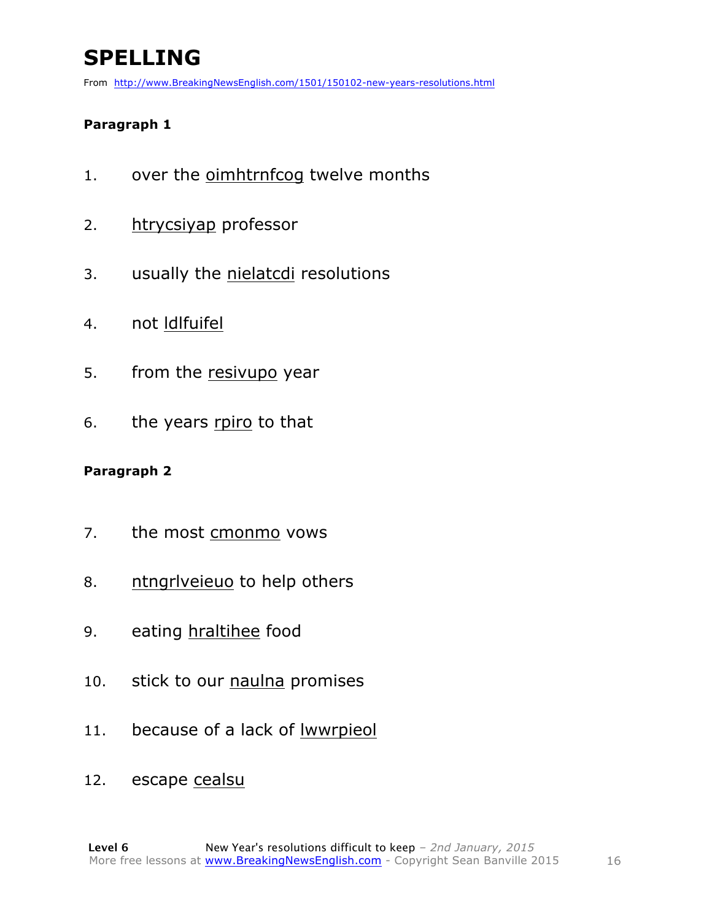# SPELLING

From http://www.BreakingNewsEnglish.com/1501/150102-new-years-resolutions.html

**Paragraph 1**

1. over the oimhtrnfcog twelve months
2. htrycsiyap professor
3. usually the nielatcdi resolutions
4. not ldlfuifel
5. from the resivupo year
6. the years rpiro to that

**Paragraph 2**

7. the most cmonmo vows
8. ntngrlveieuo to help others
9. eating hraltihee food
10. stick to our naulna promises
11. because of a lack of lwwrpieol
12. escape cealsu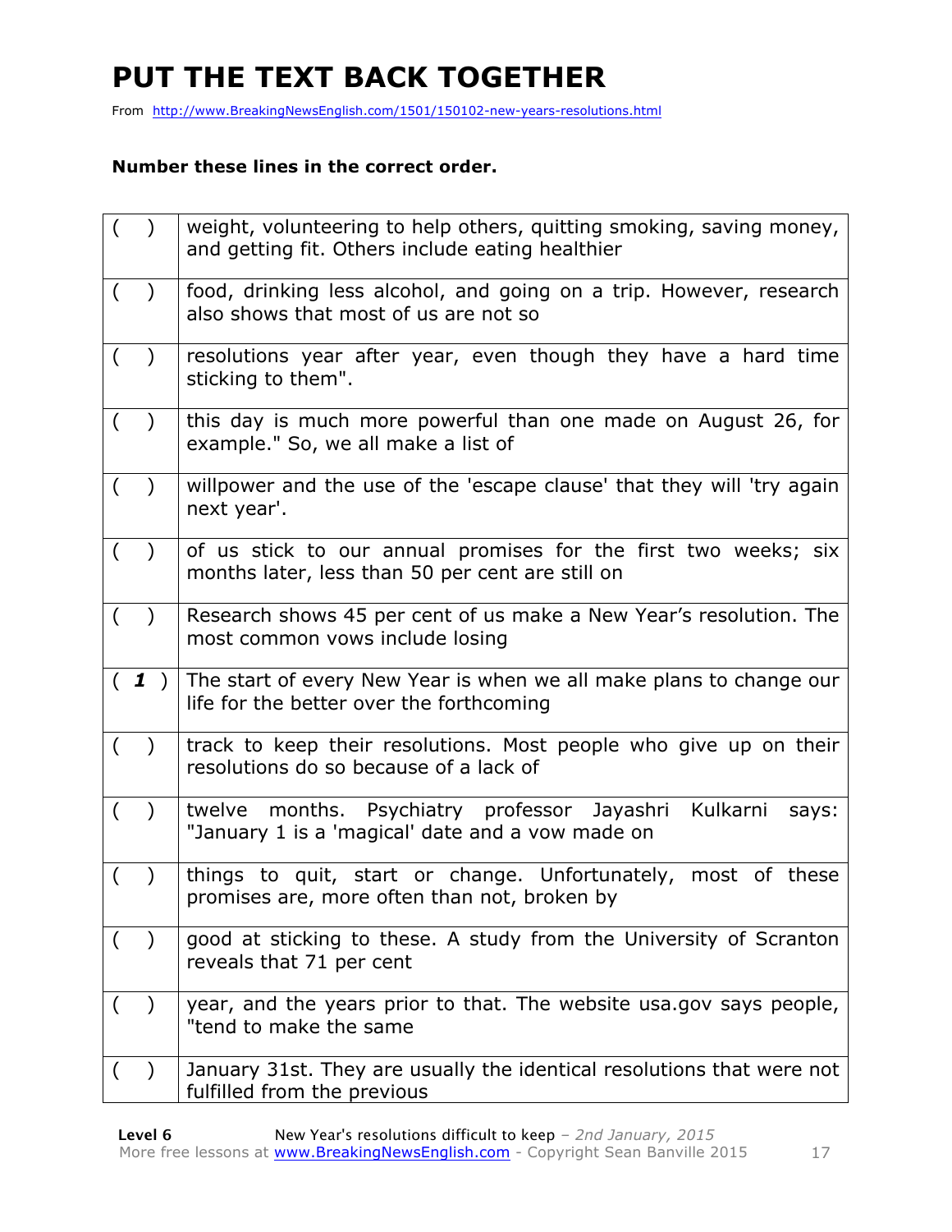# PUT THE TEXT BACK TOGETHER

From http://www.BreakingNewsEnglish.com/1501/150102-new-years-resolutions.html

**Number these lines in the correct order.**

| | |
|---|---|
| (   ) | weight, volunteering to help others, quitting smoking, saving money, and getting fit. Others include eating healthier |
| (   ) | food, drinking less alcohol, and going on a trip. However, research also shows that most of us are not so |
| (   ) | resolutions year after year, even though they have a hard time sticking to them". |
| (   ) | this day is much more powerful than one made on August 26, for example." So, we all make a list of |
| (   ) | willpower and the use of the 'escape clause' that they will 'try again next year'. |
| (   ) | of us stick to our annual promises for the first two weeks; six months later, less than 50 per cent are still on |
| (   ) | Research shows 45 per cent of us make a New Year's resolution. The most common vows include losing |
| ( ***1*** ) | The start of every New Year is when we all make plans to change our life for the better over the forthcoming |
| (   ) | track to keep their resolutions. Most people who give up on their resolutions do so because of a lack of |
| (   ) | twelve months. Psychiatry professor Jayashri Kulkarni says: "January 1 is a 'magical' date and a vow made on |
| (   ) | things to quit, start or change. Unfortunately, most of these promises are, more often than not, broken by |
| (   ) | good at sticking to these. A study from the University of Scranton reveals that 71 per cent |
| (   ) | year, and the years prior to that. The website usa.gov says people, "tend to make the same |
| (   ) | January 31st. They are usually the identical resolutions that were not fulfilled from the previous |

**Level 6** New Year's resolutions difficult to keep – *2nd January, 2015*
More free lessons at www.BreakingNewsEnglish.com - Copyright Sean Banville 2015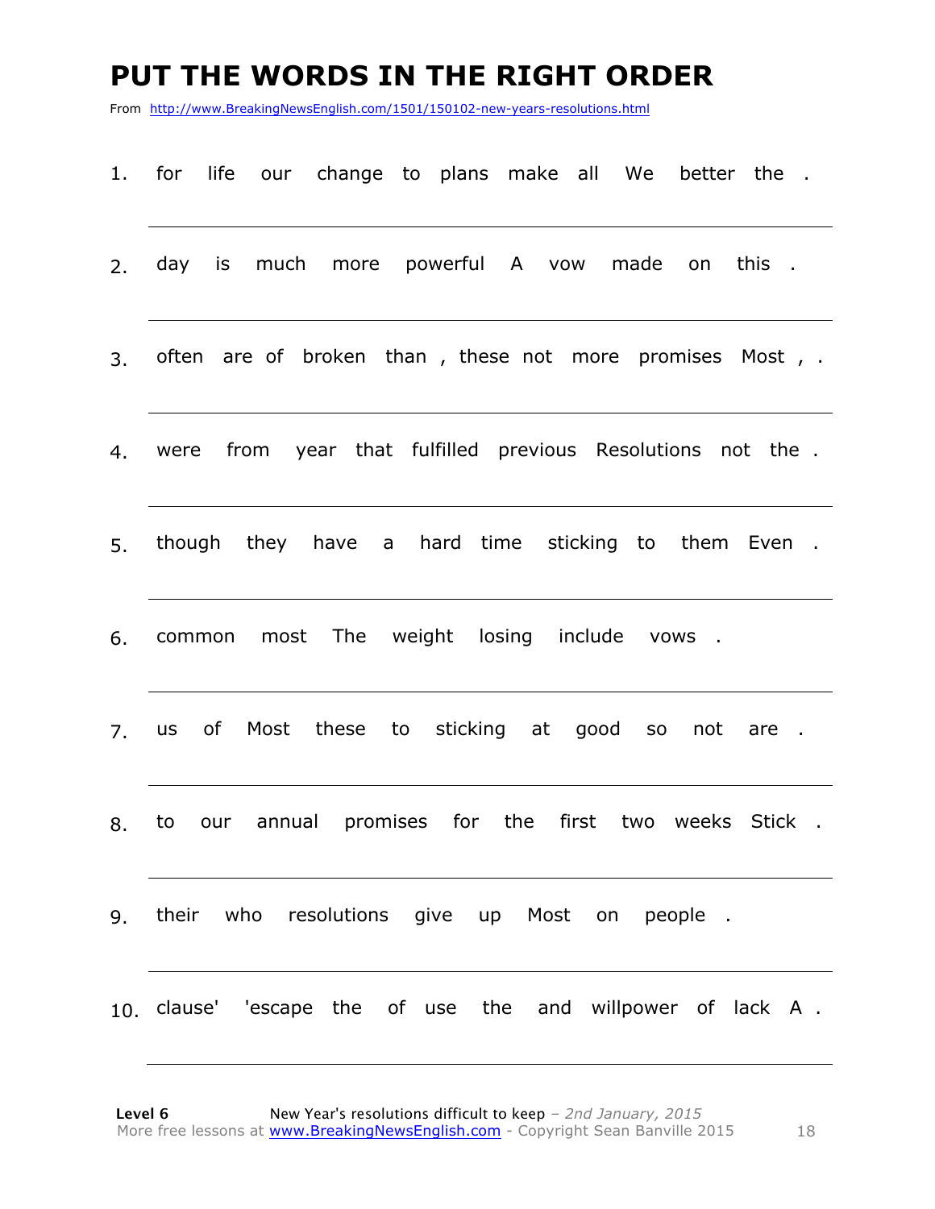# PUT THE WORDS IN THE RIGHT ORDER

From http://www.BreakingNewsEnglish.com/1501/150102-new-years-resolutions.html

1. for life our change to plans make all We better the .

2. day is much more powerful A vow made on this .

3. often are of broken than , these not more promises Most , .

4. were from year that fulfilled previous Resolutions not the .

5. though they have a hard time sticking to them Even .

6. common most The weight losing include vows .

7. us of Most these to sticking at good so not are .

8. to our annual promises for the first two weeks Stick .

9. their who resolutions give up Most on people .

10. clause' 'escape the of use the and willpower of lack A .

**Level 6** New Year's resolutions difficult to keep – *2nd January, 2015*
More free lessons at www.BreakingNewsEnglish.com - Copyright Sean Banville 2015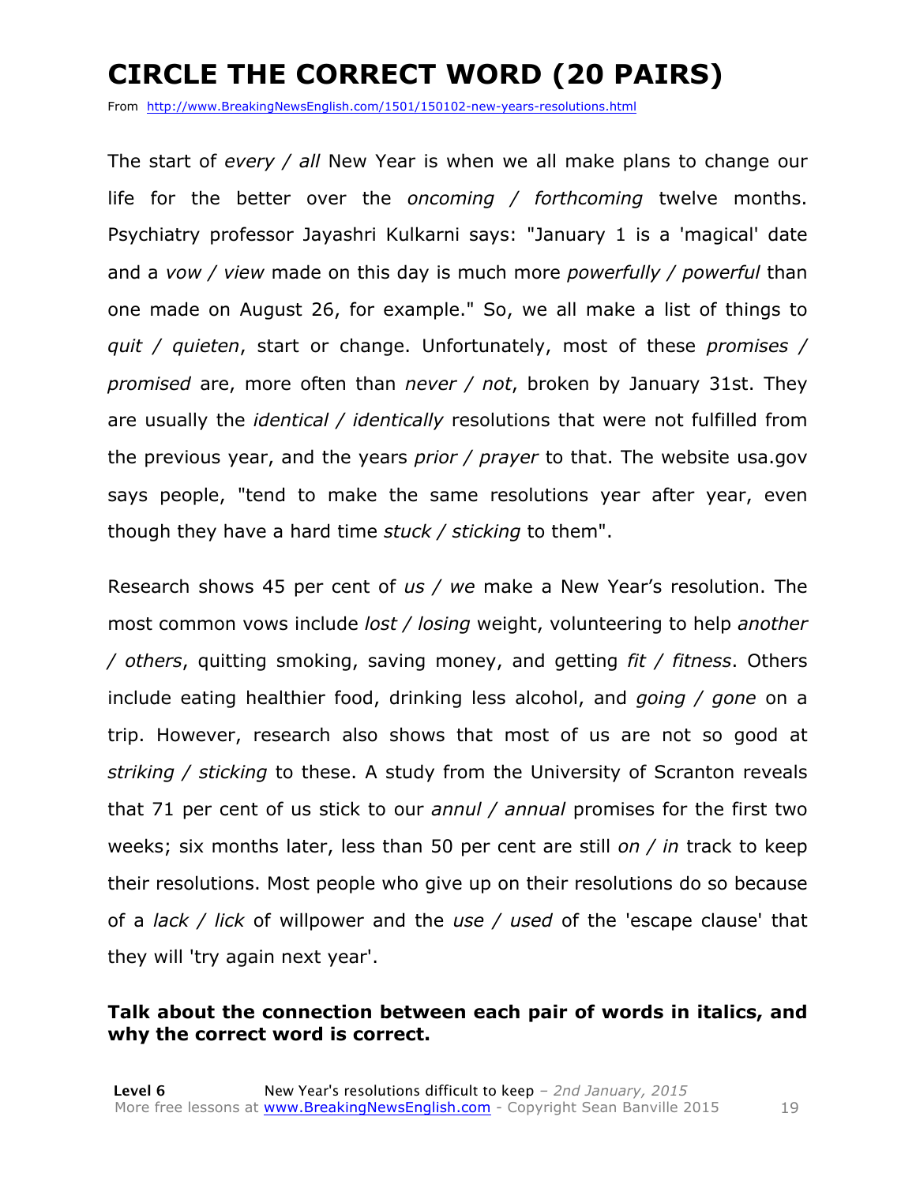# CIRCLE THE CORRECT WORD (20 PAIRS)

From http://www.BreakingNewsEnglish.com/1501/150102-new-years-resolutions.html

The start of *every / all* New Year is when we all make plans to change our life for the better over the *oncoming / forthcoming* twelve months. Psychiatry professor Jayashri Kulkarni says: "January 1 is a 'magical' date and a *vow / view* made on this day is much more *powerfully / powerful* than one made on August 26, for example." So, we all make a list of things to *quit / quieten*, start or change. Unfortunately, most of these *promises / promised* are, more often than *never / not*, broken by January 31st. They are usually the *identical / identically* resolutions that were not fulfilled from the previous year, and the years *prior / prayer* to that. The website usa.gov says people, "tend to make the same resolutions year after year, even though they have a hard time *stuck / sticking* to them".

Research shows 45 per cent of *us / we* make a New Year's resolution. The most common vows include *lost / losing* weight, volunteering to help *another / others*, quitting smoking, saving money, and getting *fit / fitness*. Others include eating healthier food, drinking less alcohol, and *going / gone* on a trip. However, research also shows that most of us are not so good at *striking / sticking* to these. A study from the University of Scranton reveals that 71 per cent of us stick to our *annul / annual* promises for the first two weeks; six months later, less than 50 per cent are still *on / in* track to keep their resolutions. Most people who give up on their resolutions do so because of a *lack / lick* of willpower and the *use / used* of the 'escape clause' that they will 'try again next year'.

**Talk about the connection between each pair of words in italics, and why the correct word is correct.**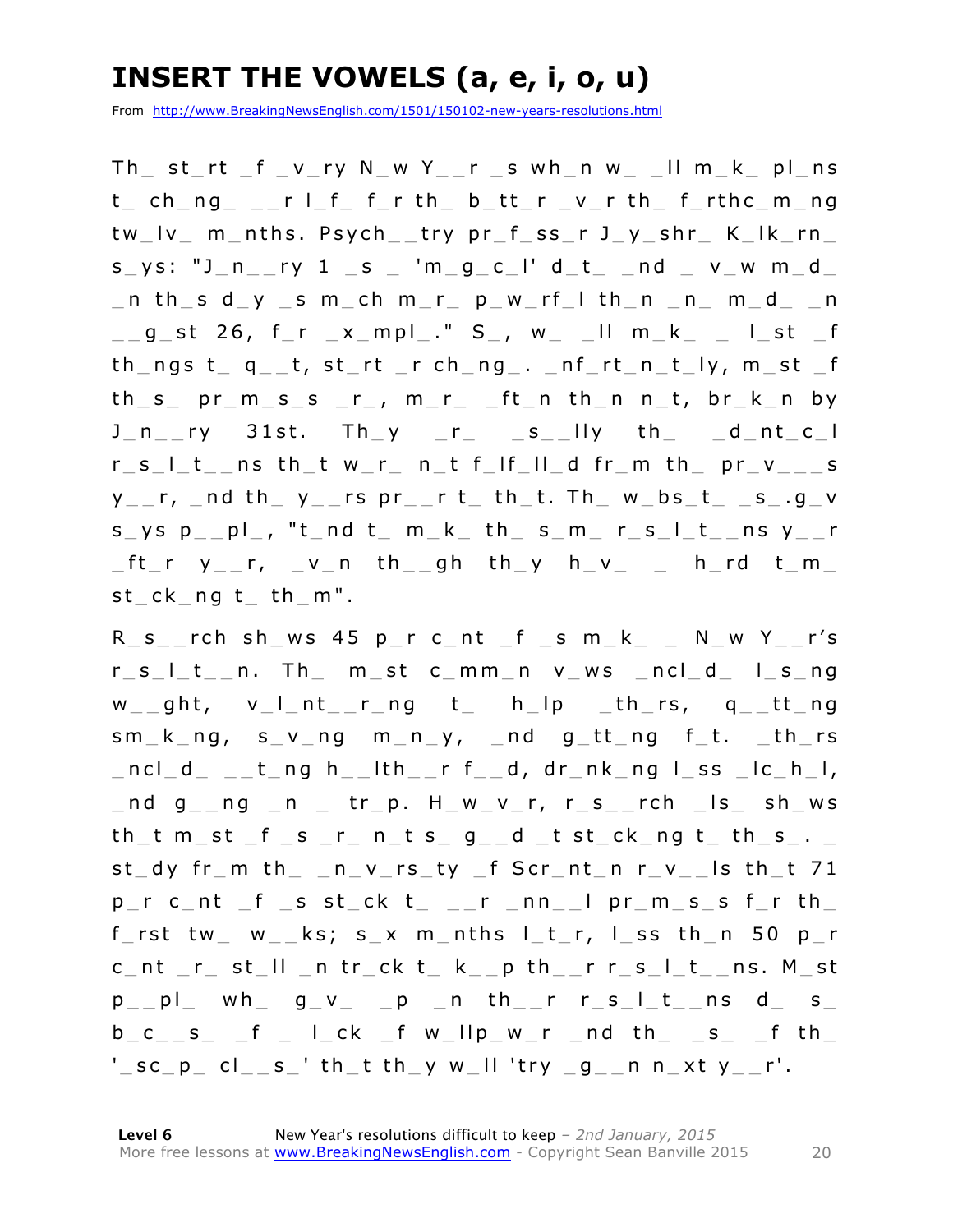# INSERT THE VOWELS (a, e, i, o, u)

From http://www.BreakingNewsEnglish.com/1501/150102-new-years-resolutions.html

Th_ st_rt _f _v_ry N_w Y__r _s wh_n w_ _ll m_k_ pl_ns t_ ch_ng_ __r l_f_ f_r th_ b_tt_r _v_r th_ f_rthc_m_ng tw_lv_ m_nths. Psych__try pr_f_ss_r J_y_shr_ K_lk_rn_ s_ys: "J_n__ry 1 _s _ 'm_g_c_l' d_t_ _nd _ v_w m_d_ _n th_s d_y _s m_ch m_r_ p_w_rf_l th_n _n_ m_d_ _n __g_st 26, f_r _x_mpl_." S_, w_ _ll m_k_ _ l_st _f th_ngs t_ q__t, st_rt _r ch_ng_. _nf_rt_n_t_ly, m_st _f th_s_ pr_m_s_s _r_, m_r_ _ft_n th_n n_t, br_k_n by J_n__ry 31st. Th_y _r_ _s__lly th_ _d_nt_c_l r_s_l_t__ns th_t w_r_ n_t f_lf_ll_d fr_m th_ pr_v___s y__r, _nd th_ y__rs pr__r t_ th_t. Th_ w_bs_t_ _s_.g_v s_ys p__pl_, "t_nd t_ m_k_ th_ s_m_ r_s_l_t__ns y__r _ft_r y__r, _v_n th__gh th_y h_v_ _ h_rd t_m_ st_ck_ng t_ th_m".

R_s__rch sh_ws 45 p_r c_nt _f _s m_k_ _ N_w Y__r's r_s_l_t__n. Th_ m_st c_mm_n v_ws _ncl_d_ l_s_ng w__ght, v_l_nt__r_ng t_ h_lp _th_rs, q__tt_ng sm_k_ng, s_v_ng m_n_y, _nd g_tt_ng f_t. _th_rs _ncl_d_ __t_ng h__lth__r f__d, dr_nk_ng l_ss _lc_h_l, _nd g__ng _n _ tr_p. H_w_v_r, r_s__rch _ls_ sh_ws th_t m_st _f _s _r_ n_t s_ g__d _t st_ck_ng t_ th_s_. _ st_dy fr_m th_ _n_v_rs_ty _f Scr_nt_n r_v__ls th_t 71 p_r c_nt _f _s st_ck t_ __r _nn__l pr_m_s_s f_r th_ f_rst tw_ w__ks; s_x m_nths l_t_r, l_ss th_n 50 p_r c_nt _r_ st_ll _n tr_ck t_ k__p th__r r_s_l_t__ns. M_st p__pl_ wh_ g_v_ _p _n th__r r_s_l_t__ns d_ s_ b_c__s_ _f _ l_ck _f w_llp_w_r _nd th_ _s_ _f th_ '_sc_p_ cl__s_' th_t th_y w_ll 'try _g__n n_xt y__r'.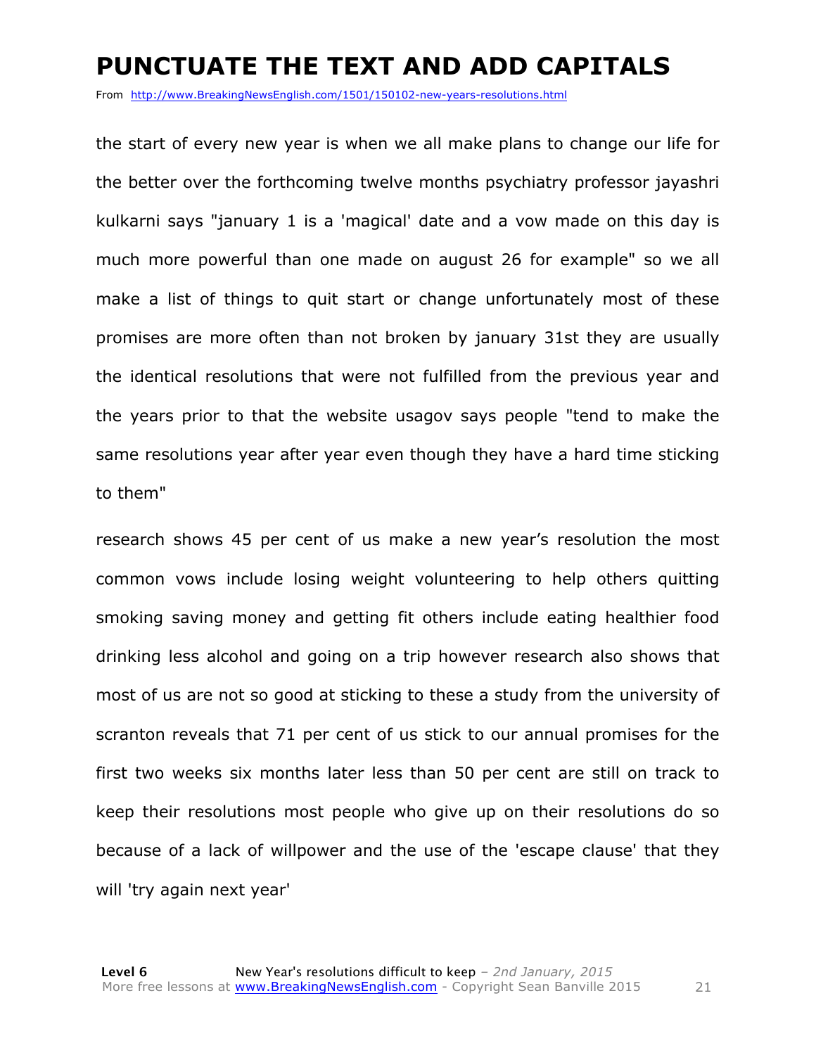# PUNCTUATE THE TEXT AND ADD CAPITALS

From http://www.BreakingNewsEnglish.com/1501/150102-new-years-resolutions.html

the start of every new year is when we all make plans to change our life for the better over the forthcoming twelve months psychiatry professor jayashri kulkarni says "january 1 is a 'magical' date and a vow made on this day is much more powerful than one made on august 26 for example" so we all make a list of things to quit start or change unfortunately most of these promises are more often than not broken by january 31st they are usually the identical resolutions that were not fulfilled from the previous year and the years prior to that the website usagov says people "tend to make the same resolutions year after year even though they have a hard time sticking to them"

research shows 45 per cent of us make a new year’s resolution the most common vows include losing weight volunteering to help others quitting smoking saving money and getting fit others include eating healthier food drinking less alcohol and going on a trip however research also shows that most of us are not so good at sticking to these a study from the university of scranton reveals that 71 per cent of us stick to our annual promises for the first two weeks six months later less than 50 per cent are still on track to keep their resolutions most people who give up on their resolutions do so because of a lack of willpower and the use of the 'escape clause' that they will 'try again next year'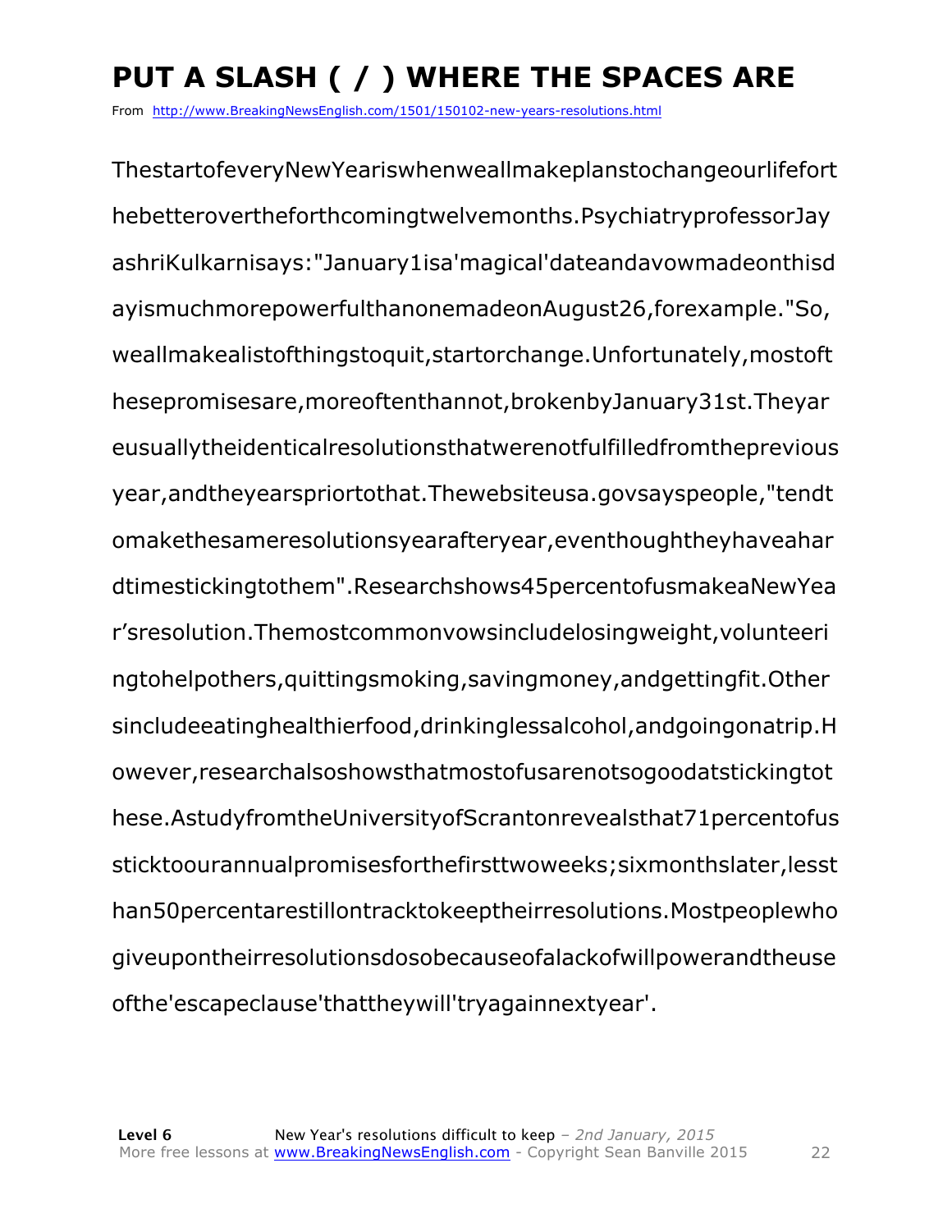# PUT A SLASH ( / ) WHERE THE SPACES ARE

From http://www.BreakingNewsEnglish.com/1501/150102-new-years-resolutions.html

ThestartofeveryNewYeariswhenweallmakeplanstochangeourlifefort hebetterovertheforthcomingtwelvemonths.PsychiatryprofessorJay ashriKulkarnisays:"January1isa'magical'dateandavowmadeonthisd ayismuchmorepowerfulthanonemadeonAugust26,forexample."So, weallmakealistofthingstoquit,startorchange.Unfortunately,mostoft hesepromisesare,moreoftenthannot,brokenbyJanuary31st.Theyar eusuallytheidenticalresolutionsthatwerenotfulfilledfromtheprevious year,andtheyearspriortothat.Thewebsiteusa.govsayspeople,"tendt omakethesameresolutionsyearafteryear,eventhoughtheyhaveahar dtimestickingtothem".Researchshows45percentofusmakeaNewYea r'sresolution.Themostcommonvowsincludelosingweight,volunteeri ngtohelpothers,quittingsmoking,savingmoney,andgettingfit.Other sincludeeatinghealthierfood,drinkinglessalcohol,andgoingonatrip.H owever,researchalsoshowsthatmostofusarenotsogoodatstickingtot hese.AstudyfromtheUniversityofScrantonrevealsthat71percentofus sticktoourannualpromisesforthefirsttwoweeks;sixmonthslater,lesst han50percentarestillontracktokeeptheirresolutions.Mostpeoplewho giveupontheirresolutionsdosobecauseofalackofwillpowerandtheuse ofthe'escapeclause'thattheywill'tryagainnextyear'.

**Level 6** New Year's resolutions difficult to keep – *2nd January, 2015*
More free lessons at www.BreakingNewsEnglish.com - Copyright Sean Banville 2015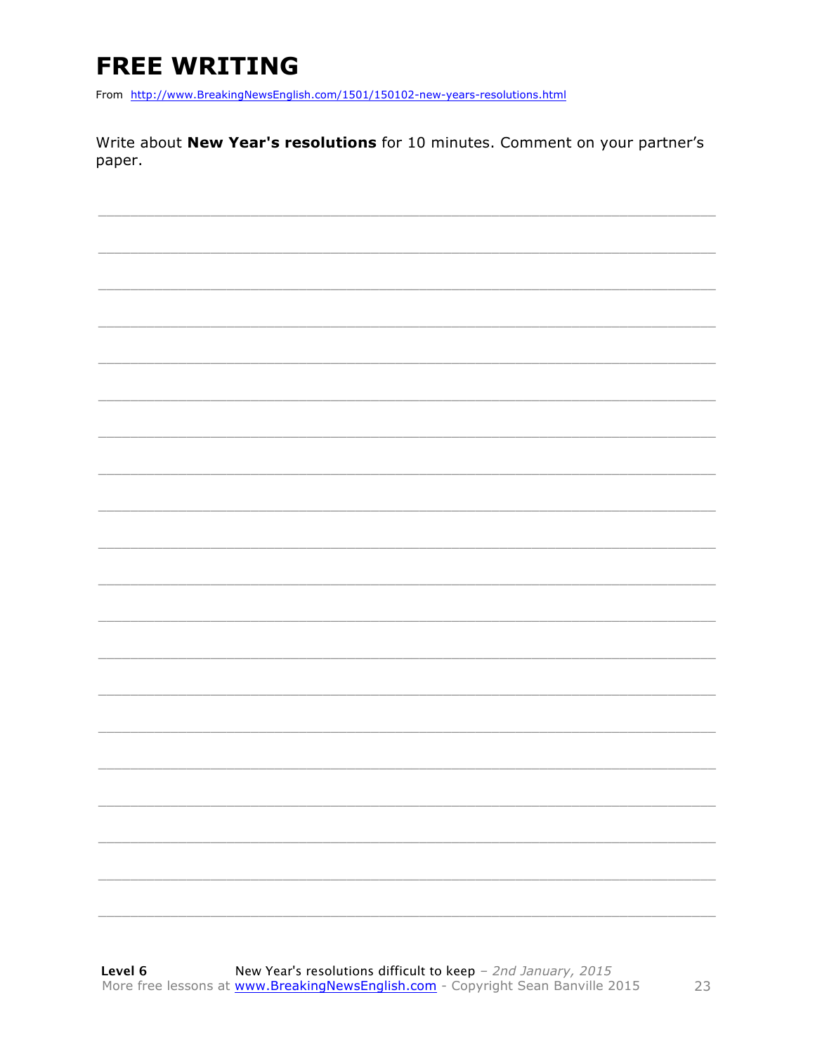# FREE WRITING

From http://www.BreakingNewsEnglish.com/1501/150102-new-years-resolutions.html

Write about **New Year's resolutions** for 10 minutes. Comment on your partner's paper.

___________________________________________________________________________

___________________________________________________________________________

___________________________________________________________________________

___________________________________________________________________________

___________________________________________________________________________

___________________________________________________________________________

___________________________________________________________________________

___________________________________________________________________________

___________________________________________________________________________

___________________________________________________________________________

___________________________________________________________________________

___________________________________________________________________________

___________________________________________________________________________

___________________________________________________________________________

___________________________________________________________________________

___________________________________________________________________________

___________________________________________________________________________

___________________________________________________________________________

___________________________________________________________________________

___________________________________________________________________________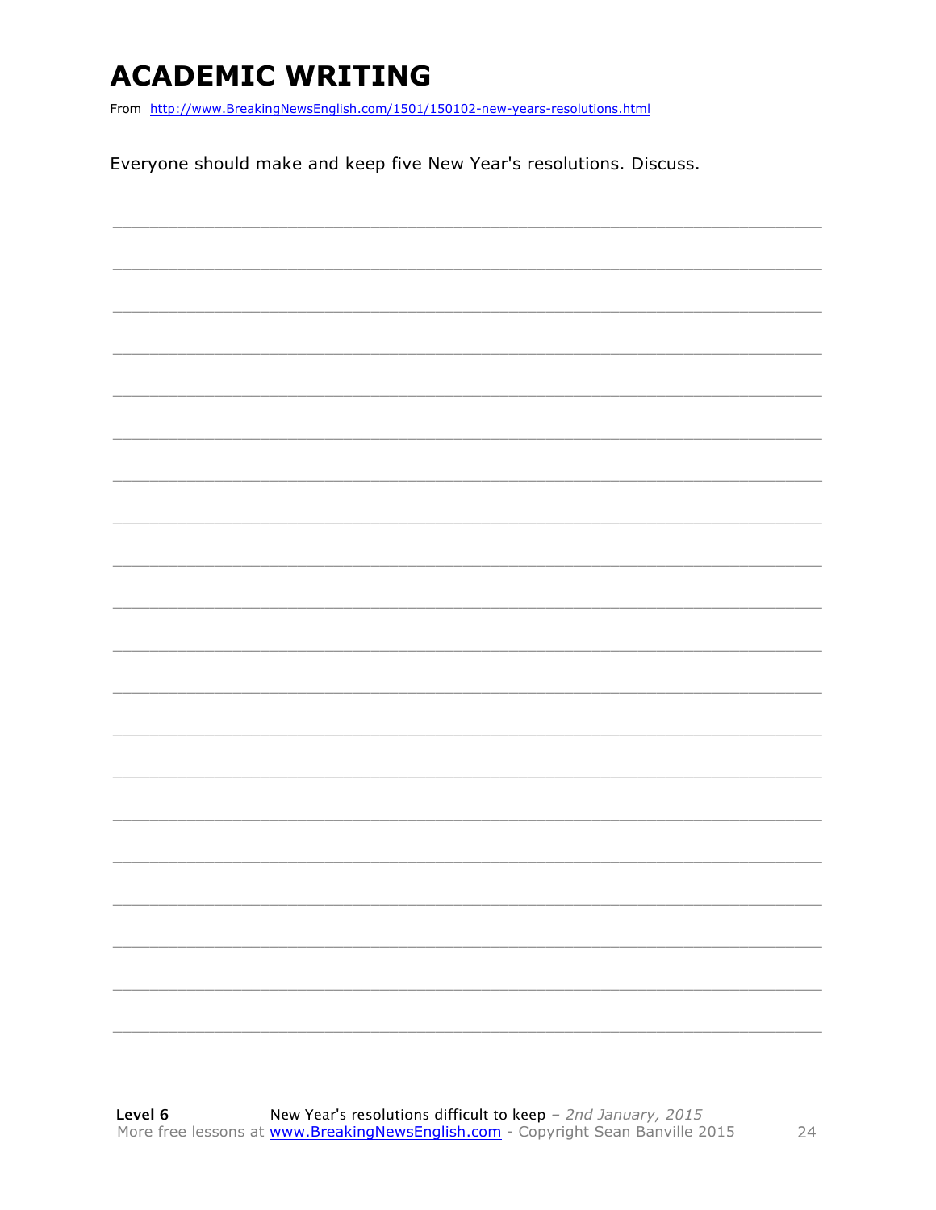# ACADEMIC WRITING

From http://www.BreakingNewsEnglish.com/1501/150102-new-years-resolutions.html

Everyone should make and keep five New Year's resolutions. Discuss.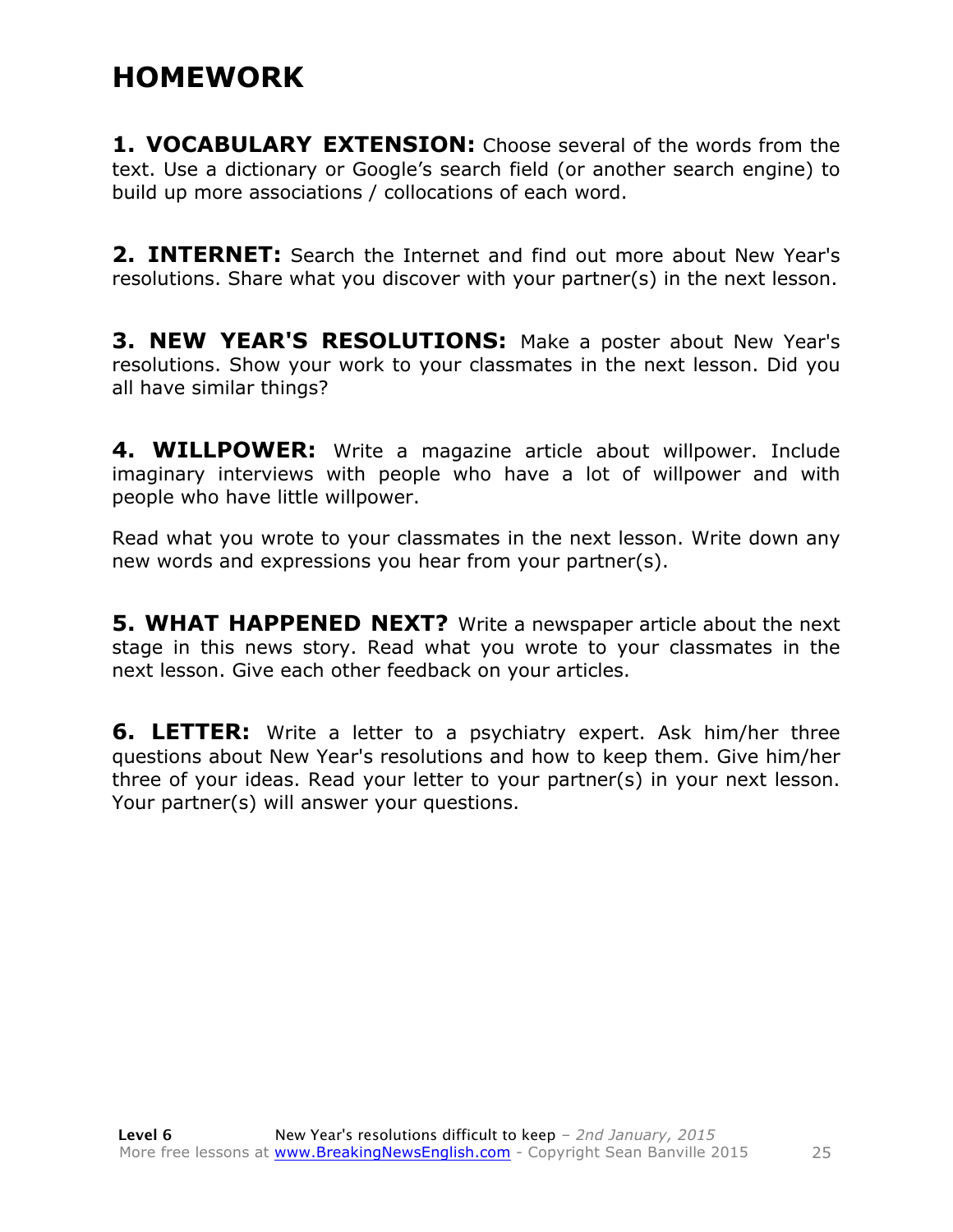# HOMEWORK

**1. VOCABULARY EXTENSION:** Choose several of the words from the text. Use a dictionary or Google's search field (or another search engine) to build up more associations / collocations of each word.

**2. INTERNET:** Search the Internet and find out more about New Year's resolutions. Share what you discover with your partner(s) in the next lesson.

**3. NEW YEAR'S RESOLUTIONS:** Make a poster about New Year's resolutions. Show your work to your classmates in the next lesson. Did you all have similar things?

**4. WILLPOWER:** Write a magazine article about willpower. Include imaginary interviews with people who have a lot of willpower and with people who have little willpower.

Read what you wrote to your classmates in the next lesson. Write down any new words and expressions you hear from your partner(s).

**5. WHAT HAPPENED NEXT?** Write a newspaper article about the next stage in this news story. Read what you wrote to your classmates in the next lesson. Give each other feedback on your articles.

**6. LETTER:** Write a letter to a psychiatry expert. Ask him/her three questions about New Year's resolutions and how to keep them. Give him/her three of your ideas. Read your letter to your partner(s) in your next lesson. Your partner(s) will answer your questions.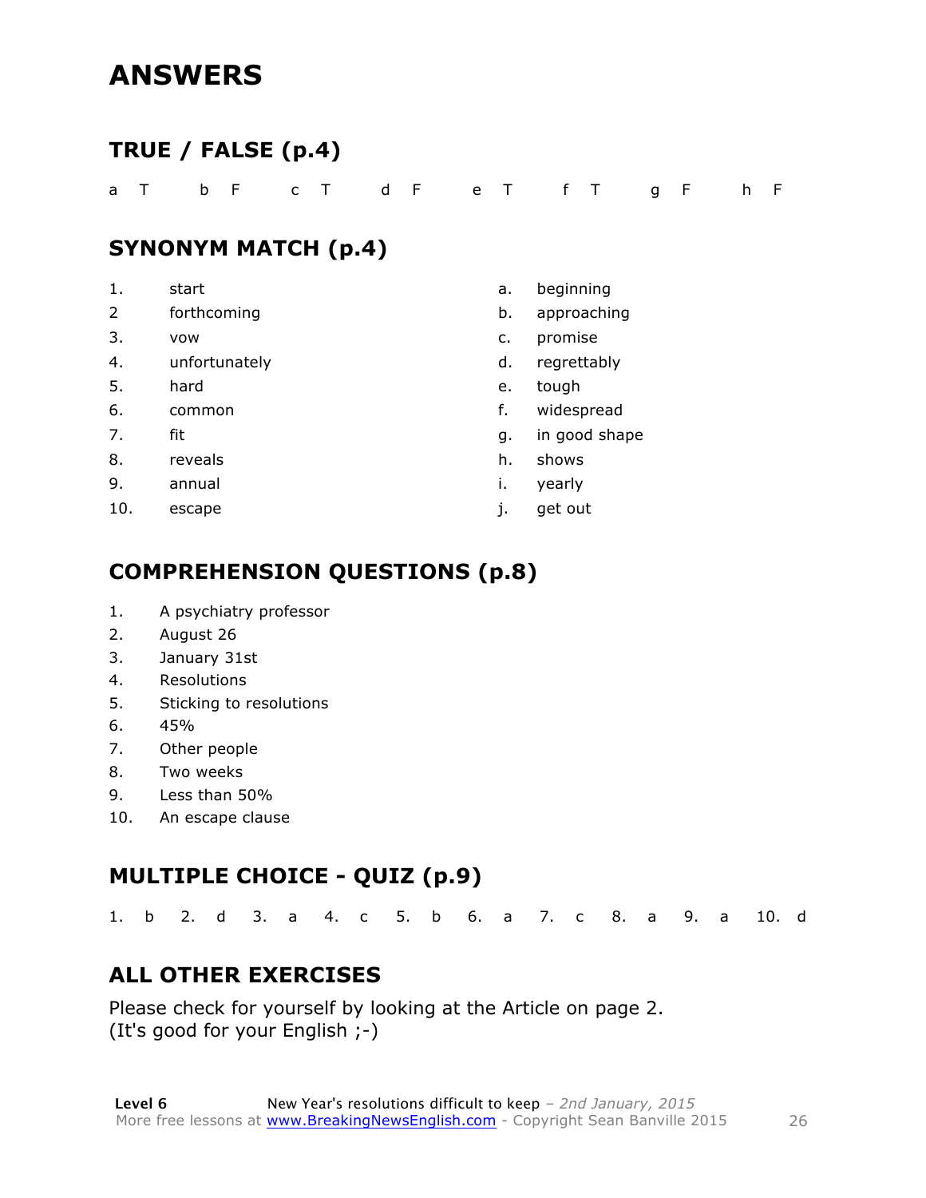# ANSWERS

## TRUE / FALSE (p.4)

a T b F c T d F e T f T g F h F

## SYNONYM MATCH (p.4)

| | | | |
|---|---|---|---|
| 1. | start | a. | beginning |
| 2 | forthcoming | b. | approaching |
| 3. | vow | c. | promise |
| 4. | unfortunately | d. | regrettably |
| 5. | hard | e. | tough |
| 6. | common | f. | widespread |
| 7. | fit | g. | in good shape |
| 8. | reveals | h. | shows |
| 9. | annual | i. | yearly |
| 10. | escape | j. | get out |

## COMPREHENSION QUESTIONS (p.8)

1. A psychiatry professor
2. August 26
3. January 31st
4. Resolutions
5. Sticking to resolutions
6. 45%
7. Other people
8. Two weeks
9. Less than 50%
10. An escape clause

## MULTIPLE CHOICE - QUIZ (p.9)

1. b 2. d 3. a 4. c 5. b 6. a 7. c 8. a 9. a 10. d

## ALL OTHER EXERCISES

Please check for yourself by looking at the Article on page 2.
(It's good for your English ;-)